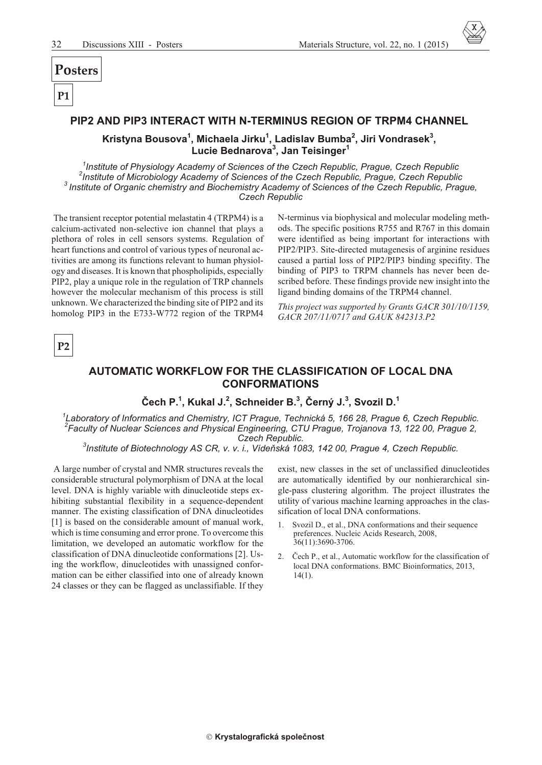# Posters

## P1

### PIP2 AND PIP3 INTERACT WITH N-TERMINUS REGION OF TRPM4 CHANNEL

**Kristyna Bousova[1], Michaela Jirku[1], Ladislav Bumba[2], Jiri Vondrasek[3], Lucie Bednarova[3], Jan Teisinger[1]**

*[1]Institute of Physiology Academy of Sciences of the Czech Republic, Prague, Czech Republic*
*[2]Institute of Microbiology Academy of Sciences of the Czech Republic, Prague, Czech Republic*
*[3] Institute of Organic chemistry and Biochemistry Academy of Sciences of the Czech Republic, Prague, Czech Republic*

The transient receptor potential melastatin 4 (TRPM4) is a calcium-activated non-selective ion channel that plays a plethora of roles in cell sensors systems. Regulation of heart functions and control of various types of neuronal activities are among its functions relevant to human physiology and diseases. It is known that phospholipids, especially PIP2, play a unique role in the regulation of TRP channels however the molecular mechanism of this process is still unknown. We characterized the binding site of PIP2 and its homolog PIP3 in the E733-W772 region of the TRPM4 N-terminus via biophysical and molecular modeling methods. The specific positions R755 and R767 in this domain were identified as being important for interactions with PIP2/PIP3. Site-directed mutagenesis of arginine residues caused a partial loss of PIP2/PIP3 binding specifity. The binding of PIP3 to TRPM channels has never been described before. These findings provide new insight into the ligand binding domains of the TRPM4 channel.

*This project was supported by Grants GACR 301/10/1159, GACR 207/11/0717 and GAUK 842313.P2*

## P2

### AUTOMATIC WORKFLOW FOR THE CLASSIFICATION OF LOCAL DNA CONFORMATIONS

**Čech P.[1], Kukal J.[2], Schneider B.[3], Černý J.[3], Svozil D.[1]**

*[1]Laboratory of Informatics and Chemistry, ICT Prague, Technická 5, 166 28, Prague 6, Czech Republic.*
*[2]Faculty of Nuclear Sciences and Physical Engineering, CTU Prague, Trojanova 13, 122 00, Prague 2, Czech Republic.*
*[3]Institute of Biotechnology AS CR, v. v. i., Vídeňská 1083, 142 00, Prague 4, Czech Republic.*

A large number of crystal and NMR structures reveals the considerable structural polymorphism of DNA at the local level. DNA is highly variable with dinucleotide steps exhibiting substantial flexibility in a sequence-dependent manner. The existing classification of DNA dinucleotides [1] is based on the considerable amount of manual work, which is time consuming and error prone. To overcome this limitation, we developed an automatic workflow for the classification of DNA dinucleotide conformations [2]. Using the workflow, dinucleotides with unassigned conformation can be either classified into one of already known 24 classes or they can be flagged as unclassifiable. If they exist, new classes in the set of unclassified dinucleotides are automatically identified by our nonhierarchical single-pass clustering algorithm. The project illustrates the utility of various machine learning approaches in the classification of local DNA conformations.

1. Svozil D., et al., DNA conformations and their sequence preferences. Nucleic Acids Research, 2008, 36(11):3690-3706.
2. Čech P., et al., Automatic workflow for the classification of local DNA conformations. BMC Bioinformatics, 2013, 14(1).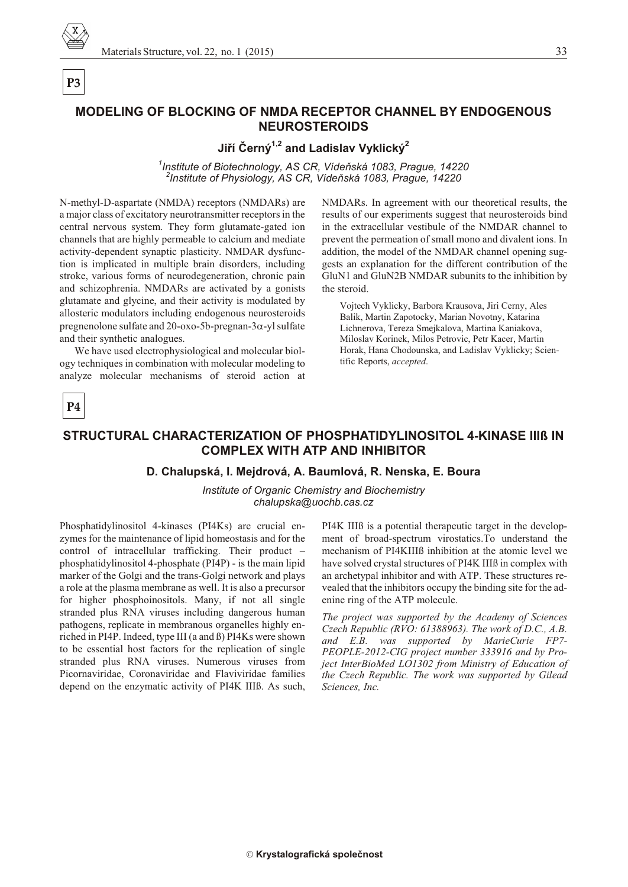**P3**

## MODELING OF BLOCKING OF NMDA RECEPTOR CHANNEL BY ENDOGENOUS NEUROSTEROIDS

**Jiří Černý[1,2] and Ladislav Vyklický[2]**

*[1]Institute of Biotechnology, AS CR, Vídeňská 1083, Prague, 14220*
*[2]Institute of Physiology, AS CR, Vídeňská 1083, Prague, 14220*

N-methyl-D-aspartate (NMDA) receptors (NMDARs) are a major class of excitatory neurotransmitter receptors in the central nervous system. They form glutamate-gated ion channels that are highly permeable to calcium and mediate activity-dependent synaptic plasticity. NMDAR dysfunction is implicated in multiple brain disorders, including stroke, various forms of neurodegeneration, chronic pain and schizophrenia. NMDARs are activated by a gonists glutamate and glycine, and their activity is modulated by allosteric modulators including endogenous neurosteroids pregnenolone sulfate and 20-oxo-5b-pregnan-3$\alpha$-yl sulfate and their synthetic analogues.

We have used electrophysiological and molecular biology techniques in combination with molecular modeling to analyze molecular mechanisms of steroid action at NMDARs. In agreement with our theoretical results, the results of our experiments suggest that neurosteroids bind in the extracellular vestibule of the NMDAR channel to prevent the permeation of small mono and divalent ions. In addition, the model of the NMDAR channel opening suggests an explanation for the different contribution of the GluN1 and GluN2B NMDAR subunits to the inhibition by the steroid.

Vojtech Vyklicky, Barbora Krausova, Jiri Cerny, Ales Balik, Martin Zapotocky, Marian Novotny, Katarina Lichnerova, Tereza Smejkalova, Martina Kaniakova, Miloslav Korinek, Milos Petrovic, Petr Kacer, Martin Horak, Hana Chodounska, and Ladislav Vyklicky; Scientific Reports, *accepted*.

**P4**

## STRUCTURAL CHARACTERIZATION OF PHOSPHATIDYLINOSITOL 4-KINASE IIIß IN COMPLEX WITH ATP AND INHIBITOR

**D. Chalupská, I. Mejdrová, A. Baumlová, R. Nenska, E. Boura**

*Institute of Organic Chemistry and Biochemistry*
*chalupska@uochb.cas.cz*

Phosphatidylinositol 4-kinases (PI4Ks) are crucial enzymes for the maintenance of lipid homeostasis and for the control of intracellular trafficking. Their product – phosphatidylinositol 4-phosphate (PI4P) - is the main lipid marker of the Golgi and the trans-Golgi network and plays a role at the plasma membrane as well. It is also a precursor for higher phosphoinositols. Many, if not all single stranded plus RNA viruses including dangerous human pathogens, replicate in membranous organelles highly enriched in PI4P. Indeed, type III (a and ß) PI4Ks were shown to be essential host factors for the replication of single stranded plus RNA viruses. Numerous viruses from Picornaviridae, Coronaviridae and Flaviviridae families depend on the enzymatic activity of PI4K IIIß. As such, PI4K IIIß is a potential therapeutic target in the development of broad-spectrum virostatics.To understand the mechanism of PI4KIIIß inhibition at the atomic level we have solved crystal structures of PI4K IIIß in complex with an archetypal inhibitor and with ATP. These structures revealed that the inhibitors occupy the binding site for the adenine ring of the ATP molecule.

*The project was supported by the Academy of Sciences Czech Republic (RVO: 61388963). The work of D.C., A.B. and E.B. was supported by MarieCurie FP7-PEOPLE-2012-CIG project number 333916 and by Project InterBioMed LO1302 from Ministry of Education of the Czech Republic. The work was supported by Gilead Sciences, Inc.*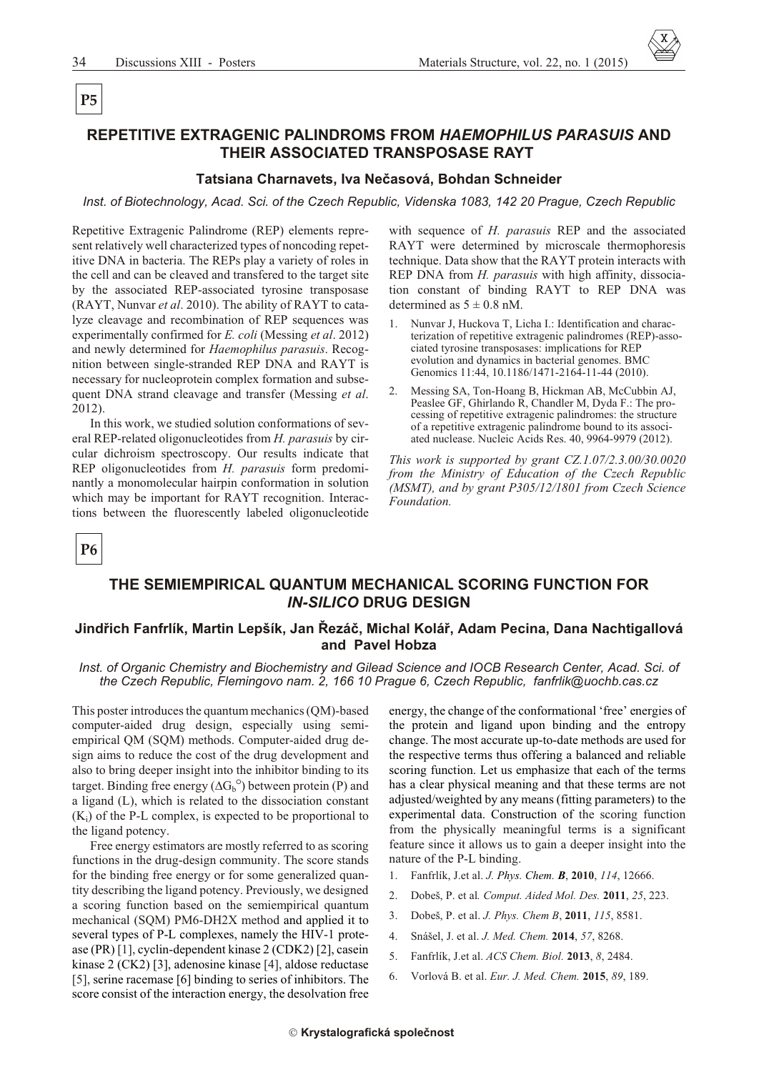**P5**

## REPETITIVE EXTRAGENIC PALINDROMS FROM *HAEMOPHILUS PARASUIS* AND THEIR ASSOCIATED TRANSPOSASE RAYT

**Tatsiana Charnavets, Iva Nečasová, Bohdan Schneider**

*Inst. of Biotechnology, Acad. Sci. of the Czech Republic, Videnska 1083, 142 20 Prague, Czech Republic*

Repetitive Extragenic Palindrome (REP) elements represent relatively well characterized types of noncoding repetitive DNA in bacteria. The REPs play a variety of roles in the cell and can be cleaved and transfered to the target site by the associated REP-associated tyrosine transposase (RAYT, Nunvar *et al*. 2010). The ability of RAYT to catalyze cleavage and recombination of REP sequences was experimentally confirmed for *E. coli* (Messing *et al*. 2012) and newly determined for *Haemophilus parasuis*. Recognition between single-stranded REP DNA and RAYT is necessary for nucleoprotein complex formation and subsequent DNA strand cleavage and transfer (Messing *et al*. 2012).

In this work, we studied solution conformations of several REP-related oligonucleotides from *H. parasuis* by circular dichroism spectroscopy. Our results indicate that REP oligonucleotides from *H. parasuis* form predominantly a monomolecular hairpin conformation in solution which may be important for RAYT recognition. Interactions between the fluorescently labeled oligonucleotide with sequence of *H. parasuis* REP and the associated RAYT were determined by microscale thermophoresis technique. Data show that the RAYT protein interacts with REP DNA from *H. parasuis* with high affinity, dissociation constant of binding RAYT to REP DNA was determined as $5 \pm 0.8$ nM.

1. Nunvar J, Huckova T, Licha I.: Identification and characterization of repetitive extragenic palindromes (REP)-associated tyrosine transposases: implications for REP evolution and dynamics in bacterial genomes. BMC Genomics 11:44, 10.1186/1471-2164-11-44 (2010).
2. Messing SA, Ton-Hoang B, Hickman AB, McCubbin AJ, Peaslee GF, Ghirlando R, Chandler M, Dyda F.: The processing of repetitive extragenic palindromes: the structure of a repetitive extragenic palindrome bound to its associated nuclease. Nucleic Acids Res. 40, 9964-9979 (2012).

*This work is supported by grant CZ.1.07/2.3.00/30.0020 from the Ministry of Education of the Czech Republic (MSMT), and by grant P305/12/1801 from Czech Science Foundation.*

**P6**

## THE SEMIEMPIRICAL QUANTUM MECHANICAL SCORING FUNCTION FOR *IN-SILICO* DRUG DESIGN

**Jindřich Fanfrlík, Martin Lepšík, Jan Řezáč, Michal Kolář, Adam Pecina, Dana Nachtigallová and Pavel Hobza**

*Inst. of Organic Chemistry and Biochemistry and Gilead Science and IOCB Research Center, Acad. Sci. of the Czech Republic, Flemingovo nam. 2, 166 10 Prague 6, Czech Republic, fanfrlik@uochb.cas.cz*

This poster introduces the quantum mechanics (QM)-based computer-aided drug design, especially using semiempirical QM (SQM) methods. Computer-aided drug design aims to reduce the cost of the drug development and also to bring deeper insight into the inhibitor binding to its target. Binding free energy ($\Delta G_b^\circ$) between protein (P) and a ligand (L), which is related to the dissociation constant ($K_i$) of the P-L complex, is expected to be proportional to the ligand potency.

Free energy estimators are mostly referred to as scoring functions in the drug-design community. The score stands for the binding free energy or for some generalized quantity describing the ligand potency. Previously, we designed a scoring function based on the semiempirical quantum mechanical (SQM) PM6-DH2X method and applied it to several types of P-L complexes, namely the HIV-1 protease (PR) [1], cyclin-dependent kinase 2 (CDK2) [2], casein kinase 2 (CK2) [3], adenosine kinase [4], aldose reductase [5], serine racemase [6] binding to series of inhibitors. The score consist of the interaction energy, the desolvation free energy, the change of the conformational 'free' energies of the protein and ligand upon binding and the entropy change. The most accurate up-to-date methods are used for the respective terms thus offering a balanced and reliable scoring function. Let us emphasize that each of the terms has a clear physical meaning and that these terms are not adjusted/weighted by any means (fitting parameters) to the experimental data. Construction of the scoring function from the physically meaningful terms is a significant feature since it allows us to gain a deeper insight into the nature of the P-L binding.

1. Fanfrlík, J.et al. *J. Phys. Chem. **B***, **2010**, *114*, 12666.
2. Dobeš, P. et al. *Comput. Aided Mol. Des.* **2011**, *25*, 223.
3. Dobeš, P. et al. *J. Phys. Chem B*, **2011**, *115*, 8581.
4. Snášel, J. et al. *J. Med. Chem.* **2014**, *57*, 8268.
5. Fanfrlík, J.et al. *ACS Chem. Biol.* **2013**, *8*, 2484.
6. Vorlová B. et al. *Eur. J. Med. Chem.* **2015**, *89*, 189.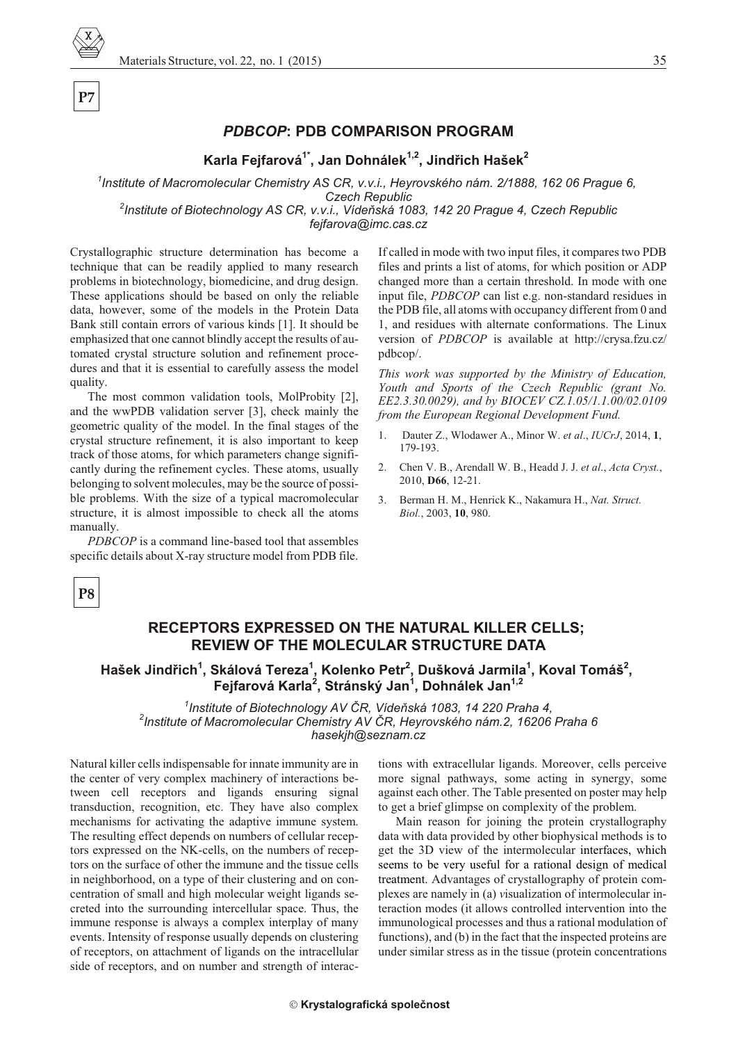**P7**

## *PDBCOP*: PDB COMPARISON PROGRAM

### Karla Fejfarová[1*], Jan Dohnálek[1,2], Jindřich Hašek[2]

*[1]Institute of Macromolecular Chemistry AS CR, v.v.i., Heyrovského nám. 2/1888, 162 06 Prague 6, Czech Republic*
*[2]Institute of Biotechnology AS CR, v.v.i., Vídeňská 1083, 142 20 Prague 4, Czech Republic*
*fejfarova@imc.cas.cz*

Crystallographic structure determination has become a technique that can be readily applied to many research problems in biotechnology, biomedicine, and drug design. These applications should be based on only the reliable data, however, some of the models in the Protein Data Bank still contain errors of various kinds [1]. It should be emphasized that one cannot blindly accept the results of automated crystal structure solution and refinement procedures and that it is essential to carefully assess the model quality.

The most common validation tools, MolProbity [2], and the wwPDB validation server [3], check mainly the geometric quality of the model. In the final stages of the crystal structure refinement, it is also important to keep track of those atoms, for which parameters change significantly during the refinement cycles. These atoms, usually belonging to solvent molecules, may be the source of possible problems. With the size of a typical macromolecular structure, it is almost impossible to check all the atoms manually.

*PDBCOP* is a command line-based tool that assembles specific details about X-ray structure model from PDB file. If called in mode with two input files, it compares two PDB files and prints a list of atoms, for which position or ADP changed more than a certain threshold. In mode with one input file, *PDBCOP* can list e.g. non-standard residues in the PDB file, all atoms with occupancy different from 0 and 1, and residues with alternate conformations. The Linux version of *PDBCOP* is available at http://crysa.fzu.cz/pdbcop/.

*This work was supported by the Ministry of Education, Youth and Sports of the Czech Republic (grant No. EE2.3.30.0029), and by BIOCEV CZ.1.05/1.1.00/02.0109 from the European Regional Development Fund.*

1. Dauter Z., Wlodawer A., Minor W. *et al*., *IUCrJ*, 2014, **1**, 179-193.
2. Chen V. B., Arendall W. B., Headd J. J. *et al*., *Acta Cryst.*, 2010, **D66**, 12-21.
3. Berman H. M., Henrick K., Nakamura H., *Nat. Struct. Biol.*, 2003, **10**, 980.

**P8**

## RECEPTORS EXPRESSED ON THE NATURAL KILLER CELLS; REVIEW OF THE MOLECULAR STRUCTURE DATA

### Hašek Jindřich[1], Skálová Tereza[1], Kolenko Petr[2], Dušková Jarmila[1], Koval Tomáš[2], Fejfarová Karla[2], Stránský Jan[1], Dohnálek Jan[1,2]

*[1]Institute of Biotechnology AV ČR, Vídeňská 1083, 14 220 Praha 4,*
*[2]Institute of Macromolecular Chemistry AV ČR, Heyrovského nám.2, 16206 Praha 6*
*hasekjh@seznam.cz*

Natural killer cells indispensable for innate immunity are in the center of very complex machinery of interactions between cell receptors and ligands ensuring signal transduction, recognition, etc. They have also complex mechanisms for activating the adaptive immune system. The resulting effect depends on numbers of cellular receptors expressed on the NK-cells, on the numbers of receptors on the surface of other the immune and the tissue cells in neighborhood, on a type of their clustering and on concentration of small and high molecular weight ligands secreted into the surrounding intercellular space. Thus, the immune response is always a complex interplay of many events. Intensity of response usually depends on clustering of receptors, on attachment of ligands on the intracellular side of receptors, and on number and strength of interactions with extracellular ligands. Moreover, cells perceive more signal pathways, some acting in synergy, some against each other. The Table presented on poster may help to get a brief glimpse on complexity of the problem.

Main reason for joining the protein crystallography data with data provided by other biophysical methods is to get the 3D view of the intermolecular interfaces, which seems to be very useful for a rational design of medical treatment. Advantages of crystallography of protein complexes are namely in (a) visualization of intermolecular interaction modes (it allows controlled intervention into the immunological processes and thus a rational modulation of functions), and (b) in the fact that the inspected proteins are under similar stress as in the tissue (protein concentrations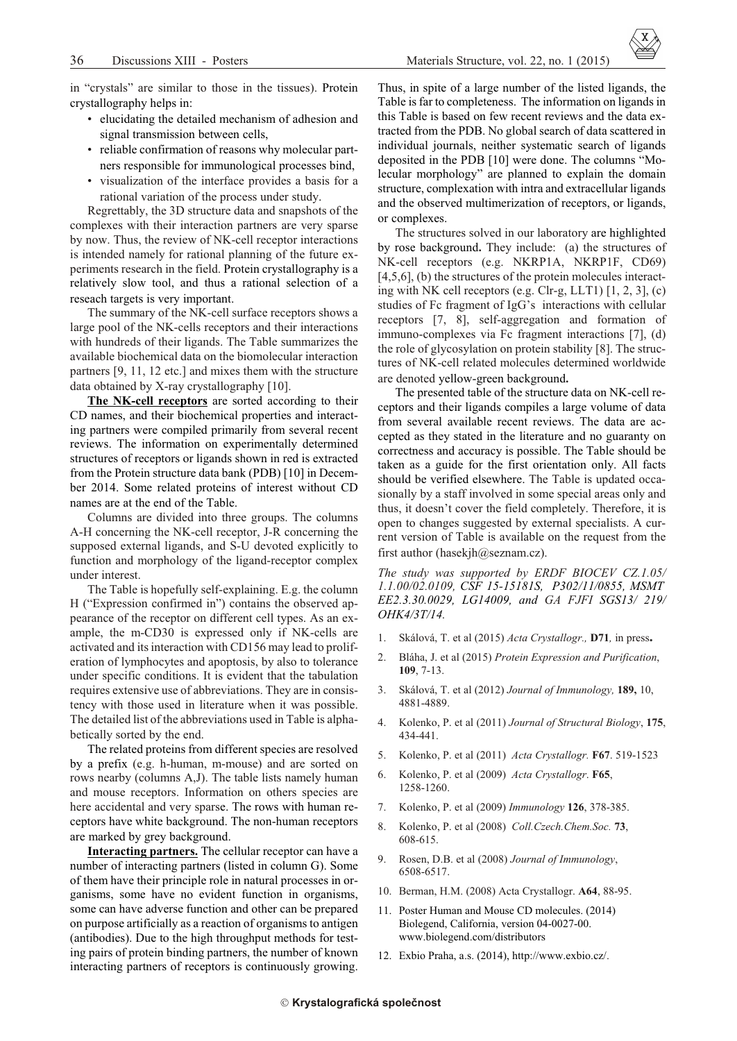in "crystals" are similar to those in the tissues). Protein crystallography helps in:

- elucidating the detailed mechanism of adhesion and signal transmission between cells,
- reliable confirmation of reasons why molecular partners responsible for immunological processes bind,
- visualization of the interface provides a basis for a rational variation of the process under study.

Regrettably, the 3D structure data and snapshots of the complexes with their interaction partners are very sparse by now. Thus, the review of NK-cell receptor interactions is intended namely for rational planning of the future experiments research in the field. Protein crystallography is a relatively slow tool, and thus a rational selection of a reseach targets is very important.

The summary of the NK-cell surface receptors shows a large pool of the NK-cells receptors and their interactions with hundreds of their ligands. The Table summarizes the available biochemical data on the biomolecular interaction partners [9, 11, 12 etc.] and mixes them with the structure data obtained by X-ray crystallography [10].

**The NK-cell receptors** are sorted according to their CD names, and their biochemical properties and interacting partners were compiled primarily from several recent reviews. The information on experimentally determined structures of receptors or ligands shown in red is extracted from the Protein structure data bank (PDB) [10] in December 2014. Some related proteins of interest without CD names are at the end of the Table.

Columns are divided into three groups. The columns A-H concerning the NK-cell receptor, J-R concerning the supposed external ligands, and S-U devoted explicitly to function and morphology of the ligand-receptor complex under interest.

The Table is hopefully self-explaining. E.g. the column H ("Expression confirmed in") contains the observed appearance of the receptor on different cell types. As an example, the m-CD30 is expressed only if NK-cells are activated and its interaction with CD156 may lead to proliferation of lymphocytes and apoptosis, by also to tolerance under specific conditions. It is evident that the tabulation requires extensive use of abbreviations. They are in consistency with those used in literature when it was possible. The detailed list of the abbreviations used in Table is alphabetically sorted by the end.

The related proteins from different species are resolved by a prefix (e.g. h-human, m-mouse) and are sorted on rows nearby (columns A,J). The table lists namely human and mouse receptors. Information on others species are here accidental and very sparse. The rows with human receptors have white background. The non-human receptors are marked by grey background.

**Interacting partners.** The cellular receptor can have a number of interacting partners (listed in column G). Some of them have their principle role in natural processes in organisms, some have no evident function in organisms, some can have adverse function and other can be prepared on purpose artificially as a reaction of organisms to antigen (antibodies). Due to the high throughput methods for testing pairs of protein binding partners, the number of known interacting partners of receptors is continuously growing. Thus, in spite of a large number of the listed ligands, the Table is far to completeness. The information on ligands in this Table is based on few recent reviews and the data extracted from the PDB. No global search of data scattered in individual journals, neither systematic search of ligands deposited in the PDB [10] were done. The columns "Molecular morphology" are planned to explain the domain structure, complexation with intra and extracellular ligands and the observed multimerization of receptors, or ligands, or complexes.

The structures solved in our laboratory are highlighted by rose background. They include: (a) the structures of NK-cell receptors (e.g. NKRP1A, NKRP1F, CD69) [4,5,6], (b) the structures of the protein molecules interacting with NK cell receptors (e.g. Clr-g, LLT1) [1, 2, 3], (c) studies of Fc fragment of IgG's interactions with cellular receptors [7, 8], self-aggregation and formation of immuno-complexes via Fc fragment interactions [7], (d) the role of glycosylation on protein stability [8]. The structures of NK-cell related molecules determined worldwide are denoted yellow-green background.

The presented table of the structure data on NK-cell receptors and their ligands compiles a large volume of data from several available recent reviews. The data are accepted as they stated in the literature and no guaranty on correctness and accuracy is possible. The Table should be taken as a guide for the first orientation only. All facts should be verified elsewhere. The Table is updated occasionally by a staff involved in some special areas only and thus, it doesn't cover the field completely. Therefore, it is open to changes suggested by external specialists. A current version of Table is available on the request from the first author (hasekjh@seznam.cz).

*The study was supported by ERDF BIOCEV CZ.1.05/ 1.1.00/02.0109, CSF 15-15181S, P302/11/0855, MSMT EE2.3.30.0029, LG14009, and GA FJFI SGS13/ 219/ OHK4/3T/14.*

1. Skálová, T. et al (2015) *Acta Crystallogr.,* **D71***,* in press**.**
2. Bláha, J. et al (2015) *Protein Expression and Purification*, **109**, 7-13.
3. Skálová, T. et al (2012) *Journal of Immunology,* **189,** 10, 4881-4889.
4. Kolenko, P. et al (2011) *Journal of Structural Biology*, **175**, 434-441.
5. Kolenko, P. et al (2011) *Acta Crystallogr.* **F67**. 519-1523
6. Kolenko, P. et al (2009) *Acta Crystallogr.* **F65**, 1258-1260.
7. Kolenko, P. et al (2009) *Immunology* **126**, 378-385.
8. Kolenko, P. et al (2008) *Coll.Czech.Chem.Soc.* **73**, 608-615.
9. Rosen, D.B. et al (2008) *Journal of Immunology*, 6508-6517.
10. Berman, H.M. (2008) Acta Crystallogr. **A64**, 88-95.
11. Poster Human and Mouse CD molecules. (2014) Biolegend, California, version 04-0027-00. www.biolegend.com/distributors
12. Exbio Praha, a.s. (2014), http://www.exbio.cz/.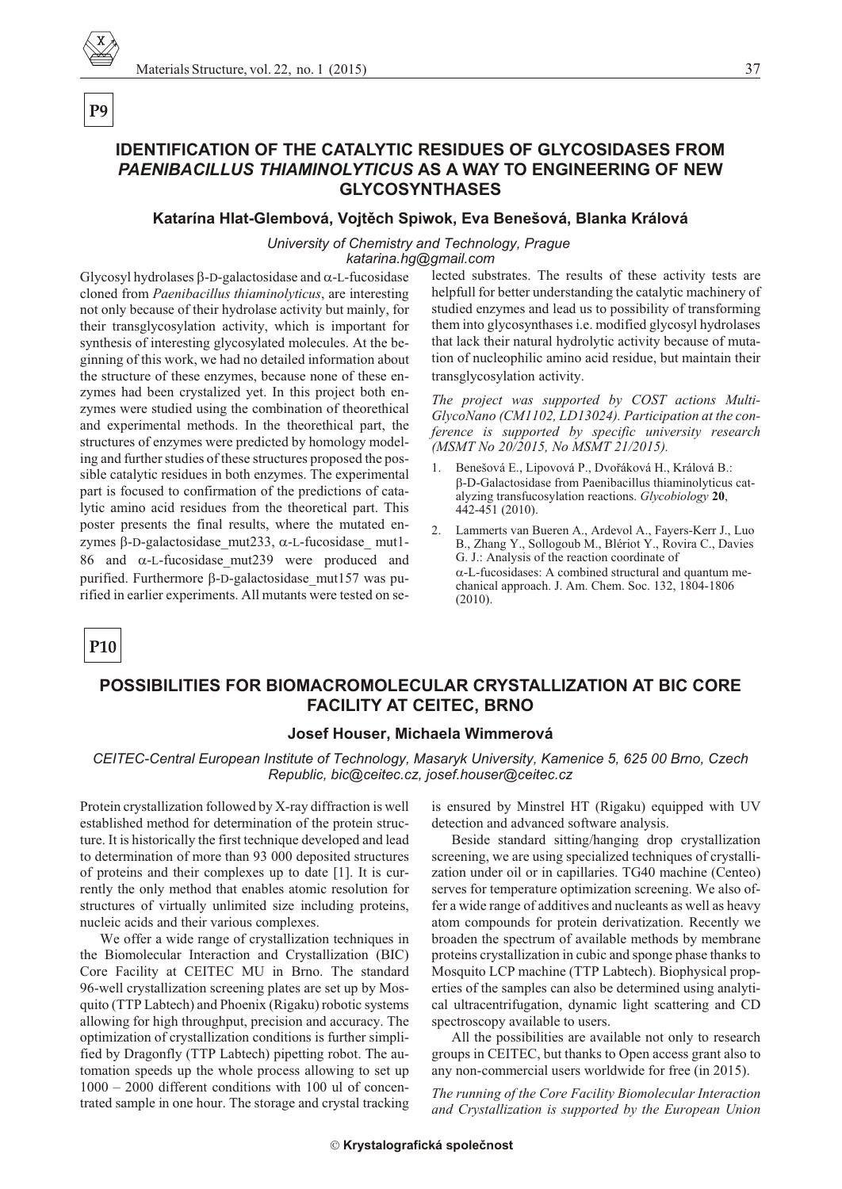**P9**

## IDENTIFICATION OF THE CATALYTIC RESIDUES OF GLYCOSIDASES FROM *PAENIBACILLUS THIAMINOLYTICUS* AS A WAY TO ENGINEERING OF NEW GLYCOSYNTHASES

**Katarína Hlat-Glembová, Vojtěch Spiwok, Eva Benešová, Blanka Králová**

*University of Chemistry and Technology, Prague*
*katarina.hg@gmail.com*

Glycosyl hydrolases β-D-galactosidase and α-L-fucosidase cloned from *Paenibacillus thiaminolyticus*, are interesting not only because of their hydrolase activity but mainly, for their transglycosylation activity, which is important for synthesis of interesting glycosylated molecules. At the beginning of this work, we had no detailed information about the structure of these enzymes, because none of these enzymes had been crystalized yet. In this project both enzymes were studied using the combination of theorethical and experimental methods. In the theorethical part, the structures of enzymes were predicted by homology modeling and further studies of these structures proposed the possible catalytic residues in both enzymes. The experimental part is focused to confirmation of the predictions of catalytic amino acid residues from the theoretical part. This poster presents the final results, where the mutated enzymes β-D-galactosidase_mut233, α-L-fucosidase_ mut186 and α-L-fucosidase_mut239 were produced and purified. Furthermore β-D-galactosidase_mut157 was purified in earlier experiments. All mutants were tested on selected substrates. The results of these activity tests are helpfull for better understanding the catalytic machinery of studied enzymes and lead us to possibility of transforming them into glycosynthases i.e. modified glycosyl hydrolases that lack their natural hydrolytic activity because of mutation of nucleophilic amino acid residue, but maintain their transglycosylation activity.

*The project was supported by COST actions Multi-GlycoNano (CM1102, LD13024). Participation at the conference is supported by specific university research (MSMT No 20/2015, No MSMT 21/2015).*

1. Benešová E., Lipovová P., Dvořáková H., Králová B.: β-D-Galactosidase from Paenibacillus thiaminolyticus catalyzing transfucosylation reactions. *Glycobiology* **20**, 442-451 (2010).
2. Lammerts van Bueren A., Ardevol A., Fayers-Kerr J., Luo B., Zhang Y., Sollogoub M., Blériot Y., Rovira C., Davies G. J.: Analysis of the reaction coordinate of α-L-fucosidases: A combined structural and quantum mechanical approach. J. Am. Chem. Soc. 132, 1804-1806 (2010).

**P10**

## POSSIBILITIES FOR BIOMACROMOLECULAR CRYSTALLIZATION AT BIC CORE FACILITY AT CEITEC, BRNO

**Josef Houser, Michaela Wimmerová**

*CEITEC-Central European Institute of Technology, Masaryk University, Kamenice 5, 625 00 Brno, Czech Republic, bic@ceitec.cz, josef.houser@ceitec.cz*

Protein crystallization followed by X-ray diffraction is well established method for determination of the protein structure. It is historically the first technique developed and lead to determination of more than 93 000 deposited structures of proteins and their complexes up to date [1]. It is currently the only method that enables atomic resolution for structures of virtually unlimited size including proteins, nucleic acids and their various complexes.

We offer a wide range of crystallization techniques in the Biomolecular Interaction and Crystallization (BIC) Core Facility at CEITEC MU in Brno. The standard 96-well crystallization screening plates are set up by Mosquito (TTP Labtech) and Phoenix (Rigaku) robotic systems allowing for high throughput, precision and accuracy. The optimization of crystallization conditions is further simplified by Dragonfly (TTP Labtech) pipetting robot. The automation speeds up the whole process allowing to set up 1000 – 2000 different conditions with 100 ul of concentrated sample in one hour. The storage and crystal tracking is ensured by Minstrel HT (Rigaku) equipped with UV detection and advanced software analysis.

Beside standard sitting/hanging drop crystallization screening, we are using specialized techniques of crystallization under oil or in capillaries. TG40 machine (Centeo) serves for temperature optimization screening. We also offer a wide range of additives and nucleants as well as heavy atom compounds for protein derivatization. Recently we broaden the spectrum of available methods by membrane proteins crystallization in cubic and sponge phase thanks to Mosquito LCP machine (TTP Labtech). Biophysical properties of the samples can also be determined using analytical ultracentrifugation, dynamic light scattering and CD spectroscopy available to users.

All the possibilities are available not only to research groups in CEITEC, but thanks to Open access grant also to any non-commercial users worldwide for free (in 2015).

*The running of the Core Facility Biomolecular Interaction and Crystallization is supported by the European Union*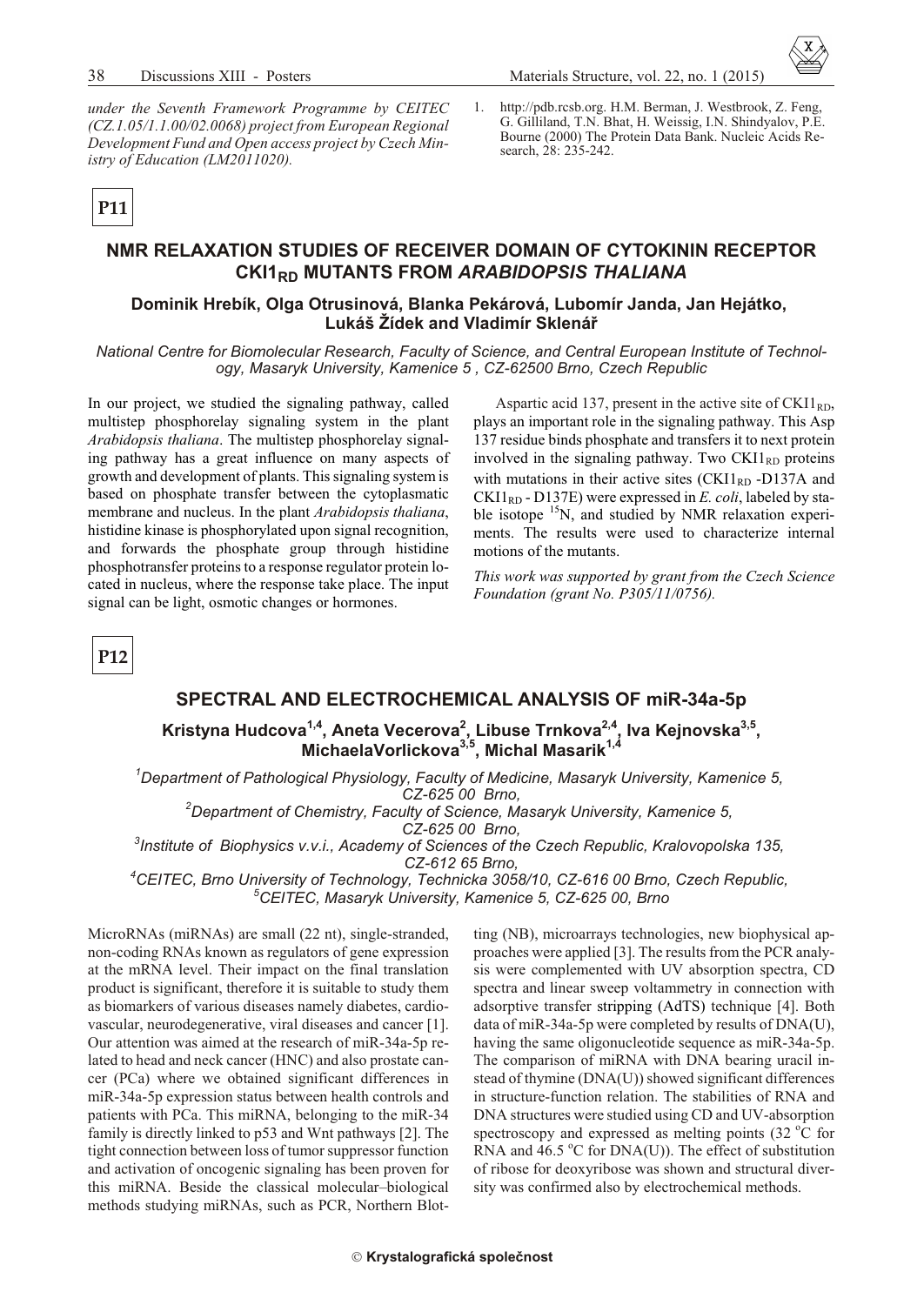*under the Seventh Framework Programme by CEITEC (CZ.1.05/1.1.00/02.0068) project from European Regional Development Fund and Open access project by Czech Ministry of Education (LM2011020).*

1. http://pdb.rcsb.org. H.M. Berman, J. Westbrook, Z. Feng, G. Gilliland, T.N. Bhat, H. Weissig, I.N. Shindyalov, P.E. Bourne (2000) The Protein Data Bank. Nucleic Acids Research, 28: 235-242.

**P11**

## NMR RELAXATION STUDIES OF RECEIVER DOMAIN OF CYTOKININ RECEPTOR $CKI1_{RD}$ MUTANTS FROM *ARABIDOPSIS THALIANA*

**Dominik Hrebík, Olga Otrusinová, Blanka Pekárová, Lubomír Janda, Jan Hejátko, Lukáš Žídek and Vladimír Sklenář**

*National Centre for Biomolecular Research, Faculty of Science, and Central European Institute of Technology, Masaryk University, Kamenice 5 , CZ-62500 Brno, Czech Republic*

In our project, we studied the signaling pathway, called multistep phosphorelay signaling system in the plant *Arabidopsis thaliana*. The multistep phosphorelay signaling pathway has a great influence on many aspects of growth and development of plants. This signaling system is based on phosphate transfer between the cytoplasmatic membrane and nucleus. In the plant *Arabidopsis thaliana*, histidine kinase is phosphorylated upon signal recognition, and forwards the phosphate group through histidine phosphotransfer proteins to a response regulator protein located in nucleus, where the response take place. The input signal can be light, osmotic changes or hormones.

Aspartic acid 137, present in the active site of $CKI1_{RD}$, plays an important role in the signaling pathway. This Asp 137 residue binds phosphate and transfers it to next protein involved in the signaling pathway. Two $CKI1_{RD}$ proteins with mutations in their active sites ($CKI1_{RD}$ -D137A and $CKI1_{RD}$ - D137E) were expressed in *E. coli*, labeled by stable isotope $^{15}N$, and studied by NMR relaxation experiments. The results were used to characterize internal motions of the mutants.

*This work was supported by grant from the Czech Science Foundation (grant No. P305/11/0756).*

**P12**

## SPECTRAL AND ELECTROCHEMICAL ANALYSIS OF miR-34a-5p

**Kristyna Hudcova[1,4], Aneta Vecerova[2], Libuse Trnkova[2,4], Iva Kejnovska[3,5], MichaelaVorlickova[3,5], Michal Masarik[1,4]**

*[1]Department of Pathological Physiology, Faculty of Medicine, Masaryk University, Kamenice 5, CZ-625 00 Brno,*
*[2]Department of Chemistry, Faculty of Science, Masaryk University, Kamenice 5, CZ-625 00 Brno,*
*[3]Institute of Biophysics v.v.i., Academy of Sciences of the Czech Republic, Kralovopolska 135, CZ-612 65 Brno,*
*[4]CEITEC, Brno University of Technology, Technicka 3058/10, CZ-616 00 Brno, Czech Republic,*
*[5]CEITEC, Masaryk University, Kamenice 5, CZ-625 00, Brno*

MicroRNAs (miRNAs) are small (22 nt), single-stranded, non-coding RNAs known as regulators of gene expression at the mRNA level. Their impact on the final translation product is significant, therefore it is suitable to study them as biomarkers of various diseases namely diabetes, cardiovascular, neurodegenerative, viral diseases and cancer [1]. Our attention was aimed at the research of miR-34a-5p related to head and neck cancer (HNC) and also prostate cancer (PCa) where we obtained significant differences in miR-34a-5p expression status between health controls and patients with PCa. This miRNA, belonging to the miR-34 family is directly linked to p53 and Wnt pathways [2]. The tight connection between loss of tumor suppressor function and activation of oncogenic signaling has been proven for this miRNA. Beside the classical molecular–biological methods studying miRNAs, such as PCR, Northern Blotting (NB), microarrays technologies, new biophysical approaches were applied [3]. The results from the PCR analysis were complemented with UV absorption spectra, CD spectra and linear sweep voltammetry in connection with adsorptive transfer stripping (AdTS) technique [4]. Both data of miR-34a-5p were completed by results of DNA(U), having the same oligonucleotide sequence as miR-34a-5p. The comparison of miRNA with DNA bearing uracil instead of thymine (DNA(U)) showed significant differences in structure-function relation. The stabilities of RNA and DNA structures were studied using CD and UV-absorption spectroscopy and expressed as melting points (32 °C for RNA and 46.5 °C for DNA(U)). The effect of substitution of ribose for deoxyribose was shown and structural diversity was confirmed also by electrochemical methods.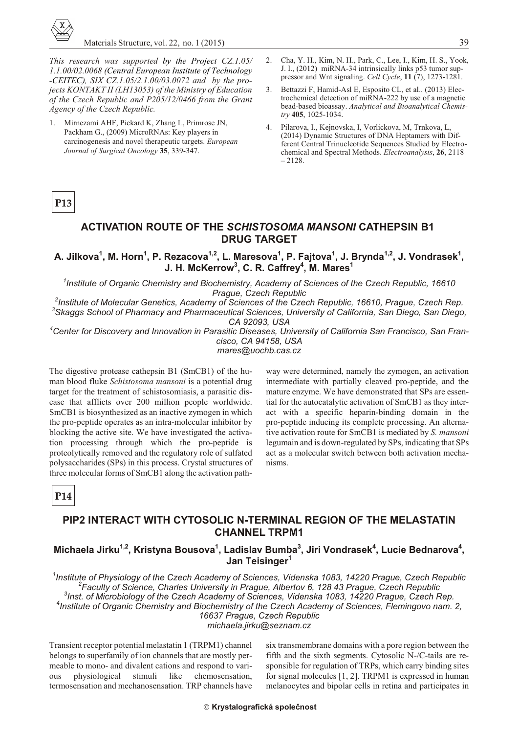*This research was supported by the Project CZ.1.05/ 1.1.00/02.0068 (Central European Institute of Technology -CEITEC), SIX CZ.1.05/2.1.00/03.0072 and by the projects KONTAKT II (LH13053) of the Ministry of Education of the Czech Republic and P205/12/0466 from the Grant Agency of the Czech Republic.*

1. Mirnezami AHF, Pickard K, Zhang L, Primrose JN, Packham G., (2009) MicroRNAs: Key players in carcinogenesis and novel therapeutic targets. *European Journal of Surgical Oncology* **35**, 339-347.
2. Cha, Y. H., Kim, N. H., Park, C., Lee, I., Kim, H. S., Yook, J. I., (2012) miRNA-34 intrinsically links p53 tumor suppressor and Wnt signaling. *Cell Cycle*, **11** (7), 1273-1281.
3. Bettazzi F, Hamid-Asl E, Esposito CL, et al.. (2013) Electrochemical detection of miRNA-222 by use of a magnetic bead-based bioassay. *Analytical and Bioanalytical Chemistry* **405**, 1025-1034.
4. Pilarova, I., Kejnovska, I, Vorlickova, M, Trnkova, L, (2014) Dynamic Structures of DNA Heptamers with Different Central Trinucleotide Sequences Studied by Electrochemical and Spectral Methods. *Electroanalysis*, **26**, 2118 – 2128.

**P13**

## ACTIVATION ROUTE OF THE *SCHISTOSOMA MANSONI* CATHEPSIN B1 DRUG TARGET

**A. Jilkova[1], M. Horn[1], P. Rezacova[1,2], L. Maresova[1], P. Fajtova[1], J. Brynda[1,2], J. Vondrasek[1], J. H. McKerrow[3], C. R. Caffrey[4], M. Mares[1]**

*[1]Institute of Organic Chemistry and Biochemistry, Academy of Sciences of the Czech Republic, 16610 Prague, Czech Republic*
*[2]Institute of Molecular Genetics, Academy of Sciences of the Czech Republic, 16610, Prague, Czech Rep.*
*[3]Skaggs School of Pharmacy and Pharmaceutical Sciences, University of California, San Diego, San Diego, CA 92093, USA*
*[4]Center for Discovery and Innovation in Parasitic Diseases, University of California San Francisco, San Francisco, CA 94158, USA*
*mares@uochb.cas.cz*

The digestive protease cathepsin B1 (SmCB1) of the human blood fluke *Schistosoma mansoni* is a potential drug target for the treatment of schistosomiasis, a parasitic disease that afflicts over 200 million people worldwide. SmCB1 is biosynthesized as an inactive zymogen in which the pro-peptide operates as an intra-molecular inhibitor by blocking the active site. We have investigated the activation processing through which the pro-peptide is proteolytically removed and the regulatory role of sulfated polysaccharides (SPs) in this process. Crystal structures of three molecular forms of SmCB1 along the activation pathway were determined, namely the zymogen, an activation intermediate with partially cleaved pro-peptide, and the mature enzyme. We have demonstrated that SPs are essential for the autocatalytic activation of SmCB1 as they interact with a specific heparin-binding domain in the pro-peptide inducing its complete processing. An alternative activation route for SmCB1 is mediated by *S. mansoni* legumain and is down-regulated by SPs, indicating that SPs act as a molecular switch between both activation mechanisms.

**P14**

## PIP2 INTERACT WITH CYTOSOLIC N-TERMINAL REGION OF THE MELASTATIN CHANNEL TRPM1

**Michaela Jirku[1,2], Kristyna Bousova[1], Ladislav Bumba[3], Jiri Vondrasek[4], Lucie Bednarova[4], Jan Teisinger[1]**

*[1]Institute of Physiology of the Czech Academy of Sciences, Videnska 1083, 14220 Prague, Czech Republic*
*[2]Faculty of Science, Charles University in Prague, Albertov 6, 128 43 Prague, Czech Republic*
*[3]Inst. of Microbiology of the Czech Academy of Sciences, Videnska 1083, 14220 Prague, Czech Rep.*
*[4]Institute of Organic Chemistry and Biochemistry of the Czech Academy of Sciences, Flemingovo nam. 2, 16637 Prague, Czech Republic*
*michaela.jirku@seznam.cz*

Transient receptor potential melastatin 1 (TRPM1) channel belongs to superfamily of ion channels that are mostly permeable to mono- and divalent cations and respond to various physiological stimuli like chemosensation, termosensation and mechanosensation. TRP channels have six transmembrane domains with a pore region between the fifth and the sixth segments. Cytosolic N-/C-tails are responsible for regulation of TRPs, which carry binding sites for signal molecules [1, 2]. TRPM1 is expressed in human melanocytes and bipolar cells in retina and participates in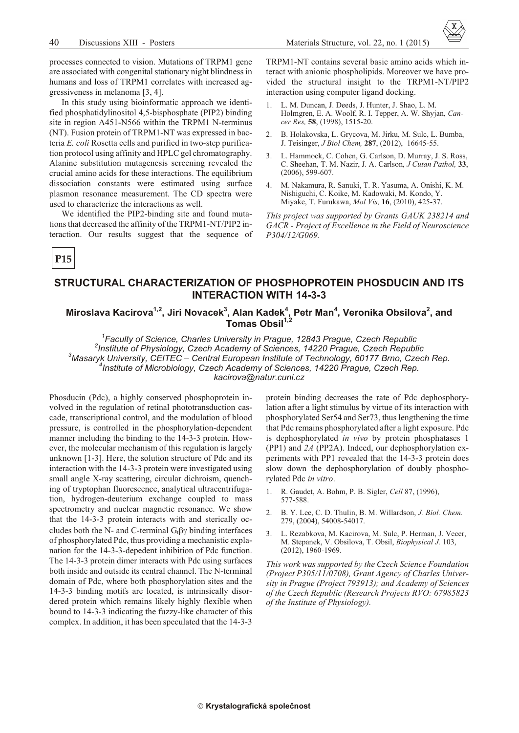processes connected to vision. Mutations of TRPM1 gene are associated with congenital stationary night blindness in humans and loss of TRPM1 correlates with increased aggressiveness in melanoma [3, 4].

In this study using bioinformatic approach we identified phosphatidylinositol 4,5-bisphosphate (PIP2) binding site in region A451-N566 within the TRPM1 N-terminus (NT). Fusion protein of TRPM1-NT was expressed in bacteria *E. coli* Rosetta cells and purified in two-step purification protocol using affinity and HPLC gel chromatography. Alanine substitution mutagenesis screening revealed the crucial amino acids for these interactions. The equilibrium dissociation constants were estimated using surface plasmon resonance measurement. The CD spectra were used to characterize the interactions as well.

We identified the PIP2-binding site and found mutations that decreased the affinity of the TRPM1-NT/PIP2 interaction. Our results suggest that the sequence of TRPM1-NT contains several basic amino acids which interact with anionic phospholipids. Moreover we have provided the structural insight to the TRPM1-NT/PIP2 interaction using computer ligand docking.

1. L. M. Duncan, J. Deeds, J. Hunter, J. Shao, L. M. Holmgren, E. A. Woolf, R. I. Tepper, A. W. Shyjan, *Cancer Res,* **58**, (1998), 1515-20.
2. B. Holakovska, L. Grycova, M. Jirku, M. Sulc, L. Bumba, J. Teisinger, *J Biol Chem,* **287**, (2012), 16645-55.
3. L. Hammock, C. Cohen, G. Carlson, D. Murray, J. S. Ross, C. Sheehan, T. M. Nazir, J. A. Carlson, *J Cutan Pathol,* **33**, (2006), 599-607.
4. M. Nakamura, R. Sanuki, T. R. Yasuma, A. Onishi, K. M. Nishiguchi, C. Koike, M. Kadowaki, M. Kondo, Y. Miyake, T. Furukawa, *Mol Vis,* **16**, (2010), 425-37.

*This project was supported by Grants GAUK 238214 and GACR - Project of Excellence in the Field of Neuroscience P304/12/G069.*

**P15**

## STRUCTURAL CHARACTERIZATION OF PHOSPHOPROTEIN PHOSDUCIN AND ITS INTERACTION WITH 14-3-3

**Miroslava Kacirova[1,2], Jiri Novacek[3], Alan Kadek[4], Petr Man[4], Veronika Obsilova[2], and Tomas Obsil[1,2]**

*[1]Faculty of Science, Charles University in Prague, 12843 Prague, Czech Republic*
*[2]Institute of Physiology, Czech Academy of Sciences, 14220 Prague, Czech Republic*
*[3]Masaryk University, CEITEC – Central European Institute of Technology, 60177 Brno, Czech Rep.*
*[4]Institute of Microbiology, Czech Academy of Sciences, 14220 Prague, Czech Rep.*
*kacirova@natur.cuni.cz*

Phosducin (Pdc), a highly conserved phosphoprotein involved in the regulation of retinal phototransduction cascade, transcriptional control, and the modulation of blood pressure, is controlled in the phosphorylation-dependent manner including the binding to the 14-3-3 protein. However, the molecular mechanism of this regulation is largely unknown [1-3]. Here, the solution structure of Pdc and its interaction with the 14-3-3 protein were investigated using small angle X-ray scattering, circular dichroism, quenching of tryptophan fluorescence, analytical ultracentrifugation, hydrogen-deuterium exchange coupled to mass spectrometry and nuclear magnetic resonance. We show that the 14-3-3 protein interacts with and sterically occludes both the N- and C-terminal $G_t\beta\gamma$ binding interfaces of phosphorylated Pdc, thus providing a mechanistic explanation for the 14-3-3-depedent inhibition of Pdc function. The 14-3-3 protein dimer interacts with Pdc using surfaces both inside and outside its central channel. The N-terminal domain of Pdc, where both phosphorylation sites and the 14-3-3 binding motifs are located, is intrinsically disordered protein which remains likely highly flexible when bound to 14-3-3 indicating the fuzzy-like character of this complex. In addition, it has been speculated that the 14-3-3 protein binding decreases the rate of Pdc dephosphorylation after a light stimulus by virtue of its interaction with phosphorylated Ser54 and Ser73, thus lengthening the time that Pdc remains phosphorylated after a light exposure. Pdc is dephosphorylated *in vivo* by protein phosphatases 1 (PP1) and *2A* (PP2A). Indeed, our dephosphorylation experiments with PP1 revealed that the 14-3-3 protein does slow down the dephosphorylation of doubly phosphorylated Pdc *in vitro*.

1. R. Gaudet, A. Bohm, P. B. Sigler, *Cell* 87, (1996), 577-588.
2. B. Y. Lee, C. D. Thulin, B. M. Willardson, *J. Biol. Chem.* 279, (2004), 54008-54017.
3. L. Rezabkova, M. Kacirova, M. Sulc, P. Herman, J. Vecer, M. Stepanek, V. Obsilova, T. Obsil, *Biophysical J.* 103, (2012), 1960-1969.

*This work was supported by the Czech Science Foundation (Project P305/11/0708), Grant Agency of Charles University in Prague (Project 793913); and Academy of Sciences of the Czech Republic (Research Projects RVO: 67985823 of the Institute of Physiology).*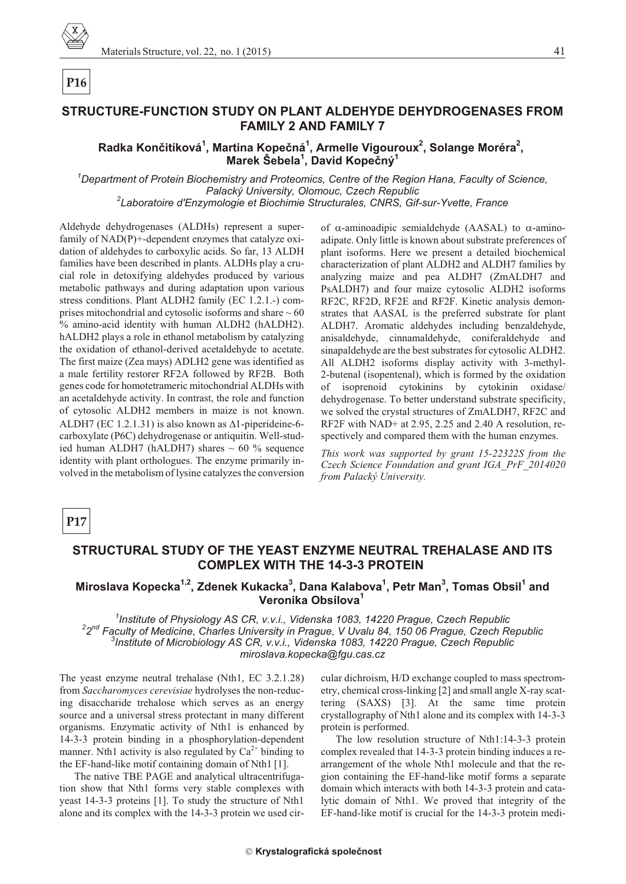**P16**

## STRUCTURE-FUNCTION STUDY ON PLANT ALDEHYDE DEHYDROGENASES FROM FAMILY 2 AND FAMILY 7

**Radka Končitíková[1], Martina Kopečná[1], Armelle Vigouroux[2], Solange Moréra[2], Marek Šebela[1], David Kopečný[1]**

*[1]Department of Protein Biochemistry and Proteomics, Centre of the Region Hana, Faculty of Science, Palacký University, Olomouc, Czech Republic*
*[2]Laboratoire d'Enzymologie et Biochimie Structurales, CNRS, Gif-sur-Yvette, France*

Aldehyde dehydrogenases (ALDHs) represent a superfamily of NAD(P)+-dependent enzymes that catalyze oxidation of aldehydes to carboxylic acids. So far, 13 ALDH families have been described in plants. ALDHs play a crucial role in detoxifying aldehydes produced by various metabolic pathways and during adaptation upon various stress conditions. Plant ALDH2 family (EC 1.2.1.-) comprises mitochondrial and cytosolic isoforms and share ~ 60 % amino-acid identity with human ALDH2 (hALDH2). hALDH2 plays a role in ethanol metabolism by catalyzing the oxidation of ethanol-derived acetaldehyde to acetate. The first maize (Zea mays) ADLH2 gene was identified as a male fertility restorer RF2A followed by RF2B. Both genes code for homotetrameric mitochondrial ALDHs with an acetaldehyde activity. In contrast, the role and function of cytosolic ALDH2 members in maize is not known. ALDH7 (EC 1.2.1.31) is also known as Δ1-piperideine-6-carboxylate (P6C) dehydrogenase or antiquitin. Well-studied human ALDH7 (hALDH7) shares ~ 60 % sequence identity with plant orthologues. The enzyme primarily involved in the metabolism of lysine catalyzes the conversion of α-aminoadipic semialdehyde (AASAL) to α-aminoadipate. Only little is known about substrate preferences of plant isoforms. Here we present a detailed biochemical characterization of plant ALDH2 and ALDH7 families by analyzing maize and pea ALDH7 (ZmALDH7 and PsALDH7) and four maize cytosolic ALDH2 isoforms RF2C, RF2D, RF2E and RF2F. Kinetic analysis demonstrates that AASAL is the preferred substrate for plant ALDH7. Aromatic aldehydes including benzaldehyde, anisaldehyde, cinnamaldehyde, coniferaldehyde and sinapaldehyde are the best substrates for cytosolic ALDH2. All ALDH2 isoforms display activity with 3-methyl-2-butenal (isopentenal), which is formed by the oxidation of isoprenoid cytokinins by cytokinin oxidase/dehydrogenase. To better understand substrate specificity, we solved the crystal structures of ZmALDH7, RF2C and RF2F with NAD+ at 2.95, 2.25 and 2.40 A resolution, respectively and compared them with the human enzymes.

*This work was supported by grant 15-22322S from the Czech Science Foundation and grant IGA_PrF_2014020 from Palacký University.*

**P17**

## STRUCTURAL STUDY OF THE YEAST ENZYME NEUTRAL TREHALASE AND ITS COMPLEX WITH THE 14-3-3 PROTEIN

**Miroslava Kopecka[1,2], Zdenek Kukacka[3], Dana Kalabova[1], Petr Man[3], Tomas Obsil[1] and Veronika Obsilova[1]**

*[1]Institute of Physiology AS CR, v.v.i., Videnska 1083, 14220 Prague, Czech Republic*
*[2]2nd Faculty of Medicine, Charles University in Prague, V Uvalu 84, 150 06 Prague, Czech Republic*
*[3]Institute of Microbiology AS CR, v.v.i., Videnska 1083, 14220 Prague, Czech Republic*
*miroslava.kopecka@fgu.cas.cz*

The yeast enzyme neutral trehalase (Nth1, EC 3.2.1.28) from *Saccharomyces cerevisiae* hydrolyses the non-reducing disaccharide trehalose which serves as an energy source and a universal stress protectant in many different organisms. Enzymatic activity of Nth1 is enhanced by 14-3-3 protein binding in a phosphorylation-dependent manner. Nth1 activity is also regulated by $Ca^{2+}$ binding to the EF-hand-like motif containing domain of Nth1 [1].

The native TBE PAGE and analytical ultracentrifugation show that Nth1 forms very stable complexes with yeast 14-3-3 proteins [1]. To study the structure of Nth1 alone and its complex with the 14-3-3 protein we used circular dichroism, H/D exchange coupled to mass spectrometry, chemical cross-linking [2] and small angle X-ray scattering (SAXS) [3]. At the same time protein crystallography of Nth1 alone and its complex with 14-3-3 protein is performed.

The low resolution structure of Nth1:14-3-3 protein complex revealed that 14-3-3 protein binding induces a rearrangement of the whole Nth1 molecule and that the region containing the EF-hand-like motif forms a separate domain which interacts with both 14-3-3 protein and catalytic domain of Nth1. We proved that integrity of the EF-hand-like motif is crucial for the 14-3-3 protein medi-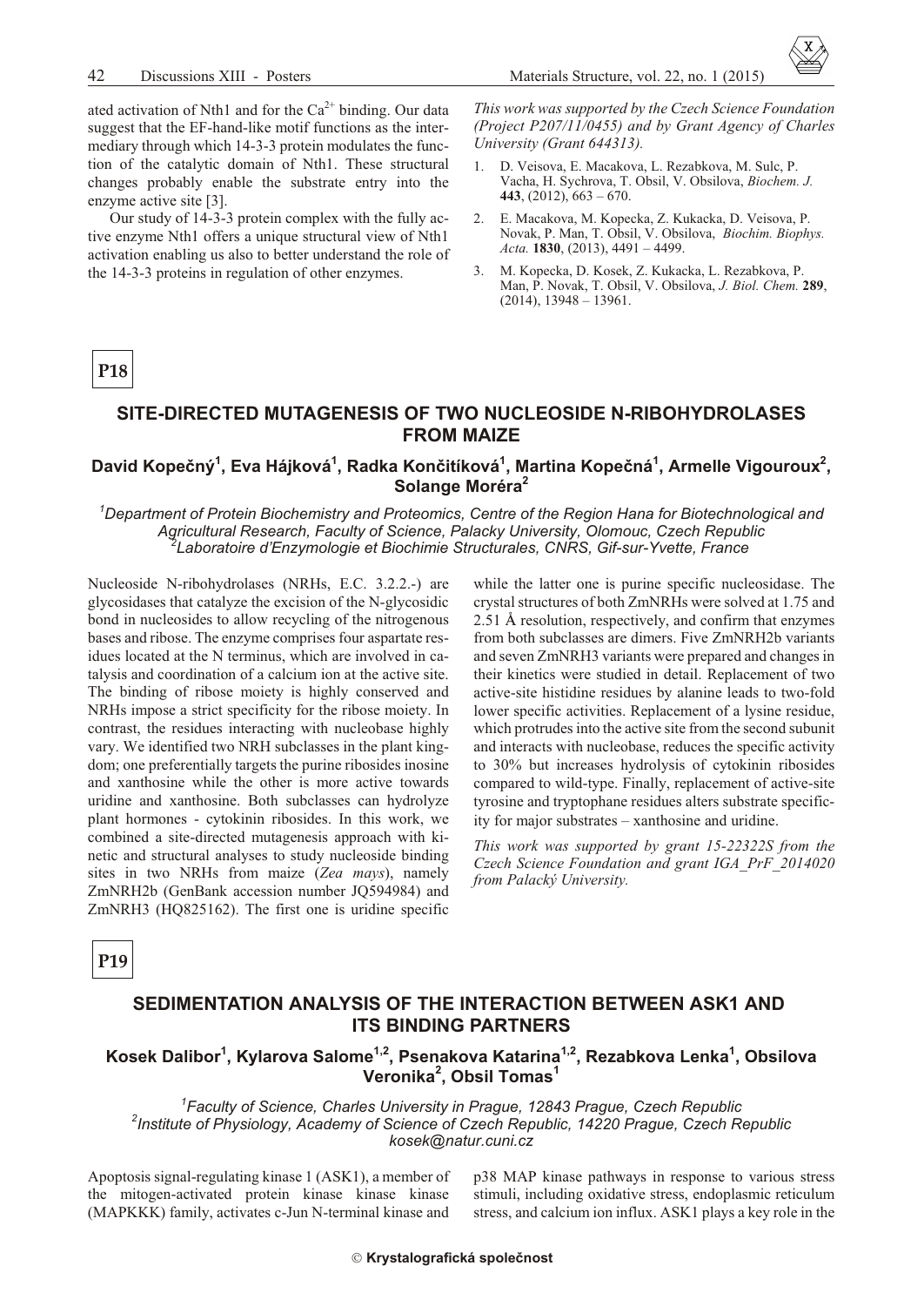ated activation of Nth1 and for the $Ca^{2+}$ binding. Our data suggest that the EF-hand-like motif functions as the intermediary through which 14-3-3 protein modulates the function of the catalytic domain of Nth1. These structural changes probably enable the substrate entry into the enzyme active site [3].

Our study of 14-3-3 protein complex with the fully active enzyme Nth1 offers a unique structural view of Nth1 activation enabling us also to better understand the role of the 14-3-3 proteins in regulation of other enzymes.

*This work was supported by the Czech Science Foundation (Project P207/11/0455) and by Grant Agency of Charles University (Grant 644313).*

1. D. Veisova, E. Macakova, L. Rezabkova, M. Sulc, P. Vacha, H. Sychrova, T. Obsil, V. Obsilova, *Biochem. J.* **443**, (2012), 663 – 670.
2. E. Macakova, M. Kopecka, Z. Kukacka, D. Veisova, P. Novak, P. Man, T. Obsil, V. Obsilova, *Biochim. Biophys. Acta.* **1830**, (2013), 4491 – 4499.
3. M. Kopecka, D. Kosek, Z. Kukacka, L. Rezabkova, P. Man, P. Novak, T. Obsil, V. Obsilova, *J. Biol. Chem.* **289**, (2014), 13948 – 13961.

**P18**

## SITE-DIRECTED MUTAGENESIS OF TWO NUCLEOSIDE N-RIBOHYDROLASES FROM MAIZE

**David Kopečný[1], Eva Hájková[1], Radka Končitíková[1], Martina Kopečná[1], Armelle Vigouroux[2], Solange Moréra[2]**

*[1]Department of Protein Biochemistry and Proteomics, Centre of the Region Hana for Biotechnological and Agricultural Research, Faculty of Science, Palacky University, Olomouc, Czech Republic*
*[2]Laboratoire d'Enzymologie et Biochimie Structurales, CNRS, Gif-sur-Yvette, France*

Nucleoside N-ribohydrolases (NRHs, E.C. 3.2.2.-) are glycosidases that catalyze the excision of the N-glycosidic bond in nucleosides to allow recycling of the nitrogenous bases and ribose. The enzyme comprises four aspartate residues located at the N terminus, which are involved in catalysis and coordination of a calcium ion at the active site. The binding of ribose moiety is highly conserved and NRHs impose a strict specificity for the ribose moiety. In contrast, the residues interacting with nucleobase highly vary. We identified two NRH subclasses in the plant kingdom; one preferentially targets the purine ribosides inosine and xanthosine while the other is more active towards uridine and xanthosine. Both subclasses can hydrolyze plant hormones - cytokinin ribosides. In this work, we combined a site-directed mutagenesis approach with kinetic and structural analyses to study nucleoside binding sites in two NRHs from maize (*Zea mays*), namely ZmNRH2b (GenBank accession number JQ594984) and ZmNRH3 (HQ825162). The first one is uridine specific while the latter one is purine specific nucleosidase. The crystal structures of both ZmNRHs were solved at 1.75 and 2.51 Å resolution, respectively, and confirm that enzymes from both subclasses are dimers. Five ZmNRH2b variants and seven ZmNRH3 variants were prepared and changes in their kinetics were studied in detail. Replacement of two active-site histidine residues by alanine leads to two-fold lower specific activities. Replacement of a lysine residue, which protrudes into the active site from the second subunit and interacts with nucleobase, reduces the specific activity to 30% but increases hydrolysis of cytokinin ribosides compared to wild-type. Finally, replacement of active-site tyrosine and tryptophane residues alters substrate specificity for major substrates – xanthosine and uridine.

*This work was supported by grant 15-22322S from the Czech Science Foundation and grant IGA_PrF_2014020 from Palacký University.*

**P19**

## SEDIMENTATION ANALYSIS OF THE INTERACTION BETWEEN ASK1 AND ITS BINDING PARTNERS

**Kosek Dalibor[1], Kylarova Salome[1,2], Psenakova Katarina[1,2], Rezabkova Lenka[1], Obsilova Veronika[2], Obsil Tomas[1]**

*[1]Faculty of Science, Charles University in Prague, 12843 Prague, Czech Republic*
*[2]Institute of Physiology, Academy of Science of Czech Republic, 14220 Prague, Czech Republic*
*kosek@natur.cuni.cz*

Apoptosis signal-regulating kinase 1 (ASK1), a member of the mitogen-activated protein kinase kinase kinase (MAPKKK) family, activates c-Jun N-terminal kinase and p38 MAP kinase pathways in response to various stress stimuli, including oxidative stress, endoplasmic reticulum stress, and calcium ion influx. ASK1 plays a key role in the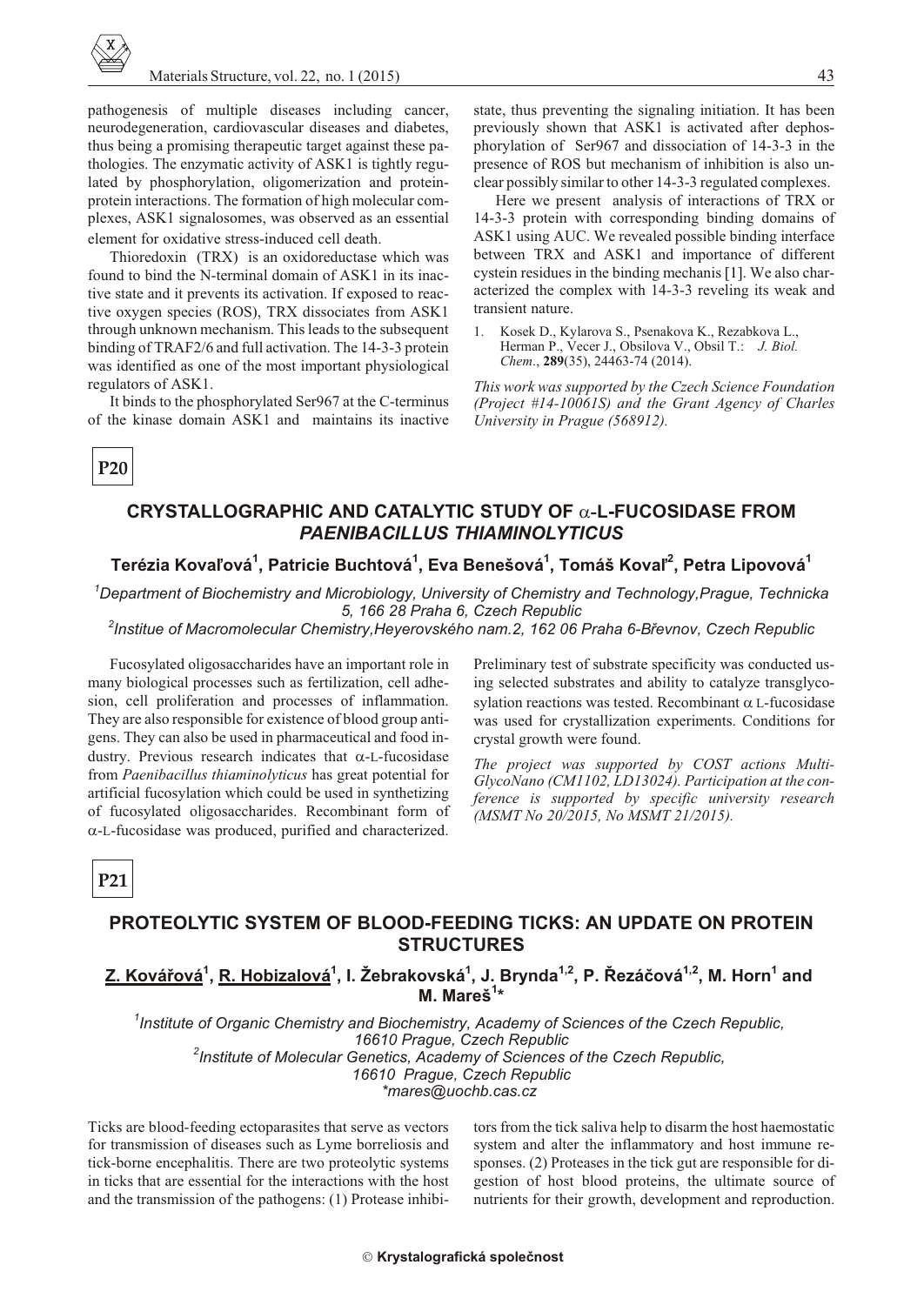pathogenesis of multiple diseases including cancer, neurodegeneration, cardiovascular diseases and diabetes, thus being a promising therapeutic target against these pathologies. The enzymatic activity of ASK1 is tightly regulated by phosphorylation, oligomerization and protein-protein interactions. The formation of high molecular complexes, ASK1 signalosomes, was observed as an essential element for oxidative stress-induced cell death.

Thioredoxin (TRX) is an oxidoreductase which was found to bind the N-terminal domain of ASK1 in its inactive state and it prevents its activation. If exposed to reactive oxygen species (ROS), TRX dissociates from ASK1 through unknown mechanism. This leads to the subsequent binding of TRAF2/6 and full activation. The 14-3-3 protein was identified as one of the most important physiological regulators of ASK1.

It binds to the phosphorylated Ser967 at the C-terminus of the kinase domain ASK1 and maintains its inactive state, thus preventing the signaling initiation. It has been previously shown that ASK1 is activated after dephosphorylation of Ser967 and dissociation of 14-3-3 in the presence of ROS but mechanism of inhibition is also unclear possibly similar to other 14-3-3 regulated complexes.

Here we present analysis of interactions of TRX or 14-3-3 protein with corresponding binding domains of ASK1 using AUC. We revealed possible binding interface between TRX and ASK1 and importance of different cystein residues in the binding mechanis [1]. We also characterized the complex with 14-3-3 reveling its weak and transient nature.

1. Kosek D., Kylarova S., Psenakova K., Rezabkova L., Herman P., Vecer J., Obsilova V., Obsil T.: *J. Biol. Chem*., **289**(35), 24463-74 (2014).

*This work was supported by the Czech Science Foundation (Project #14-10061S) and the Grant Agency of Charles University in Prague (568912).*

**P20**

## CRYSTALLOGRAPHIC AND CATALYTIC STUDY OF α-L-FUCOSIDASE FROM *PAENIBACILLUS THIAMINOLYTICUS*

**Terézia Kovaľová[1], Patricie Buchtová[1], Eva Benešová[1], Tomáš Koval'[2], Petra Lipovová[1]**

*[1]Department of Biochemistry and Microbiology, University of Chemistry and Technology,Prague, Technicka 5, 166 28 Praha 6, Czech Republic*
*[2]Institue of Macromolecular Chemistry,Heyerovského nam.2, 162 06 Praha 6-Břevnov, Czech Republic*

Fucosylated oligosaccharides have an important role in many biological processes such as fertilization, cell adhesion, cell proliferation and processes of inflammation. They are also responsible for existence of blood group antigens. They can also be used in pharmaceutical and food industry. Previous research indicates that α-L-fucosidase from *Paenibacillus thiaminolyticus* has great potential for artificial fucosylation which could be used in synthetizing of fucosylated oligosaccharides. Recombinant form of α-L-fucosidase was produced, purified and characterized. Preliminary test of substrate specificity was conducted using selected substrates and ability to catalyze transglycosylation reactions was tested. Recombinant α L-fucosidase was used for crystallization experiments. Conditions for crystal growth were found.

*The project was supported by COST actions Multi-GlycoNano (CM1102, LD13024). Participation at the conference is supported by specific university research (MSMT No 20/2015, No MSMT 21/2015).*

**P21**

## PROTEOLYTIC SYSTEM OF BLOOD-FEEDING TICKS: AN UPDATE ON PROTEIN STRUCTURES

**Z. Kovářová[1], R. Hobizalová[1], I. Žebrakovská[1], J. Brynda[1,2], P. Řezáčová[1,2], M. Horn[1] and M. Mareš[1]\***

*[1]Institute of Organic Chemistry and Biochemistry, Academy of Sciences of the Czech Republic, 16610 Prague, Czech Republic*
*[2]Institute of Molecular Genetics, Academy of Sciences of the Czech Republic, 16610 Prague, Czech Republic*
*\*mares@uochb.cas.cz*

Ticks are blood-feeding ectoparasites that serve as vectors for transmission of diseases such as Lyme borreliosis and tick-borne encephalitis. There are two proteolytic systems in ticks that are essential for the interactions with the host and the transmission of the pathogens: (1) Protease inhibitors from the tick saliva help to disarm the host haemostatic system and alter the inflammatory and host immune responses. (2) Proteases in the tick gut are responsible for digestion of host blood proteins, the ultimate source of nutrients for their growth, development and reproduction.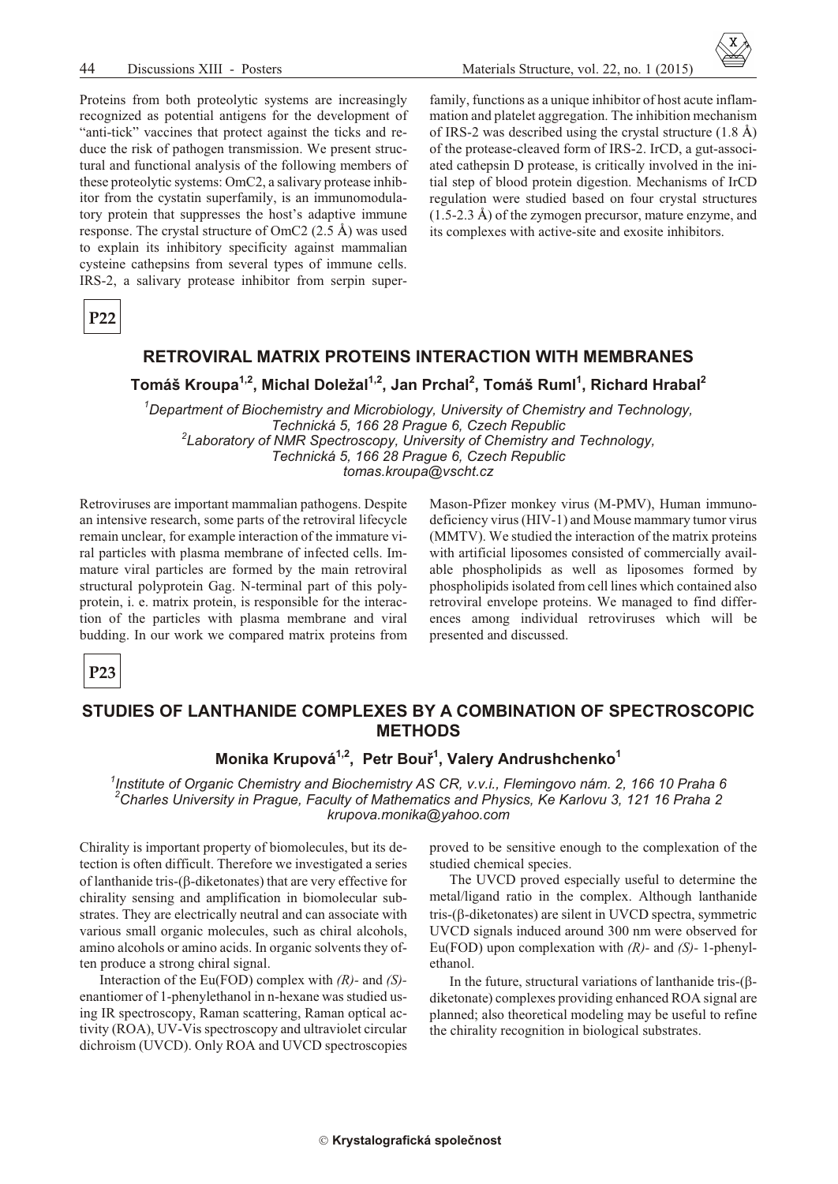Proteins from both proteolytic systems are increasingly recognized as potential antigens for the development of "anti-tick" vaccines that protect against the ticks and reduce the risk of pathogen transmission. We present structural and functional analysis of the following members of these proteolytic systems: OmC2, a salivary protease inhibitor from the cystatin superfamily, is an immunomodulatory protein that suppresses the host's adaptive immune response. The crystal structure of OmC2 (2.5 Å) was used to explain its inhibitory specificity against mammalian cysteine cathepsins from several types of immune cells. IRS-2, a salivary protease inhibitor from serpin superfamily, functions as a unique inhibitor of host acute inflammation and platelet aggregation. The inhibition mechanism of IRS-2 was described using the crystal structure (1.8 Å) of the protease-cleaved form of IRS-2. IrCD, a gut-associated cathepsin D protease, is critically involved in the initial step of blood protein digestion. Mechanisms of IrCD regulation were studied based on four crystal structures (1.5-2.3 Å) of the zymogen precursor, mature enzyme, and its complexes with active-site and exosite inhibitors.

**P22**

## RETROVIRAL MATRIX PROTEINS INTERACTION WITH MEMBRANES

**Tomáš Kroupa[1,2], Michal Doležal[1,2], Jan Prchal[2], Tomáš Ruml[1], Richard Hrabal[2]**

*[1]Department of Biochemistry and Microbiology, University of Chemistry and Technology, Technická 5, 166 28 Prague 6, Czech Republic*
*[2]Laboratory of NMR Spectroscopy, University of Chemistry and Technology, Technická 5, 166 28 Prague 6, Czech Republic*
*tomas.kroupa@vscht.cz*

Retroviruses are important mammalian pathogens. Despite an intensive research, some parts of the retroviral lifecycle remain unclear, for example interaction of the immature viral particles with plasma membrane of infected cells. Immature viral particles are formed by the main retroviral structural polyprotein Gag. N-terminal part of this polyprotein, i. e. matrix protein, is responsible for the interaction of the particles with plasma membrane and viral budding. In our work we compared matrix proteins from Mason-Pfizer monkey virus (M-PMV), Human immunodeficiency virus (HIV-1) and Mouse mammary tumor virus (MMTV). We studied the interaction of the matrix proteins with artificial liposomes consisted of commercially available phospholipids as well as liposomes formed by phospholipids isolated from cell lines which contained also retroviral envelope proteins. We managed to find differences among individual retroviruses which will be presented and discussed.

**P23**

## STUDIES OF LANTHANIDE COMPLEXES BY A COMBINATION OF SPECTROSCOPIC METHODS

**Monika Krupová[1,2], Petr Bouř[1], Valery Andrushchenko[1]**

*[1]Institute of Organic Chemistry and Biochemistry AS CR, v.v.i., Flemingovo nám. 2, 166 10 Praha 6*
*[2]Charles University in Prague, Faculty of Mathematics and Physics, Ke Karlovu 3, 121 16 Praha 2*
*krupova.monika@yahoo.com*

Chirality is important property of biomolecules, but its detection is often difficult. Therefore we investigated a series of lanthanide tris-(β-diketonates) that are very effective for chirality sensing and amplification in biomolecular substrates. They are electrically neutral and can associate with various small organic molecules, such as chiral alcohols, amino alcohols or amino acids. In organic solvents they often produce a strong chiral signal.

Interaction of the Eu(FOD) complex with *(R)*- and *(S)*-enantiomer of 1-phenylethanol in n-hexane was studied using IR spectroscopy, Raman scattering, Raman optical activity (ROA), UV-Vis spectroscopy and ultraviolet circular dichroism (UVCD). Only ROA and UVCD spectroscopies proved to be sensitive enough to the complexation of the studied chemical species.

The UVCD proved especially useful to determine the metal/ligand ratio in the complex. Although lanthanide tris-(β-diketonates) are silent in UVCD spectra, symmetric UVCD signals induced around 300 nm were observed for Eu(FOD) upon complexation with *(R)*- and *(S)*- 1-phenylethanol.

In the future, structural variations of lanthanide tris-(β-diketonate) complexes providing enhanced ROA signal are planned; also theoretical modeling may be useful to refine the chirality recognition in biological substrates.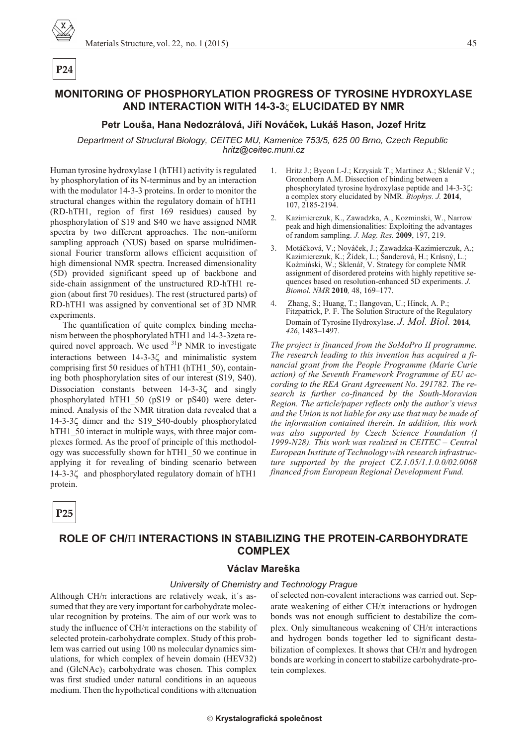**P24**

## MONITORING OF PHOSPHORYLATION PROGRESS OF TYROSINE HYDROXYLASE AND INTERACTION WITH 14-3-3$\zeta$ ELUCIDATED BY NMR

**Petr Louša, Hana Nedozrálová, Jiří Nováček, Lukáš Hason, Jozef Hritz**

*Department of Structural Biology, CEITEC MU, Kamenice 753/5, 625 00 Brno, Czech Republic*
*hritz@ceitec.muni.cz*

Human tyrosine hydroxylase 1 (hTH1) activity is regulated by phosphorylation of its N-terminus and by an interaction with the modulator 14-3-3 proteins. In order to monitor the structural changes within the regulatory domain of hTH1 (RD-hTH1, region of first 169 residues) caused by phosphorylation of S19 and S40 we have assigned NMR spectra by two different approaches. The non-uniform sampling approach (NUS) based on sparse multidimensional Fourier transform allows efficient acquisition of high dimensional NMR spectra. Increased dimensionality (5D) provided significant speed up of backbone and side-chain assignment of the unstructured RD-hTH1 region (about first 70 residues). The rest (structured parts) of RD-hTH1 was assigned by conventional set of 3D NMR experiments.

The quantification of quite complex binding mechanism between the phosphorylated hTH1 and 14-3-3zeta required novel approach. We used $^{31}P$ NMR to investigate interactions between 14-3-3$\zeta$ and minimalistic system comprising first 50 residues of hTH1 (hTH1_50), containing both phosphorylation sites of our interest (S19, S40). Dissociation constants between 14-3-3$\zeta$ and singly phosphorylated hTH1_50 (pS19 or pS40) were determined. Analysis of the NMR titration data revealed that a 14-3-3$\zeta$ dimer and the S19_S40-doubly phosphorylated hTH1_50 interact in multiple ways, with three major complexes formed. As the proof of principle of this methodology was successfully shown for hTH1_50 we continue in applying it for revealing of binding scenario between 14-3-3$\zeta$ and phosphorylated regulatory domain of hTH1 protein.

1. Hritz J.; Byeon I.-J.; Krzysiak T.; Martinez A.; Sklenář V.; Gronenborn A.M. Dissection of binding between a phosphorylated tyrosine hydroxylase peptide and 14-3-3$\zeta$: a complex story elucidated by NMR. *Biophys. J.* **2014**, 107, 2185-2194.
2. Kazimierczuk, K., Zawadzka, A., Kozminski, W., Narrow peak and high dimensionalities: Exploiting the advantages of random sampling. *J. Mag. Res.* **2009**, 197, 219.
3. Motáčková, V.; Nováček, J.; Zawadzka-Kazimierczuk, A.; Kazimierczuk, K.; Žídek, L.; Šanderová, H.; Krásný, L.; Koźmiński, W.; Sklenář, V. Strategy for complete NMR assignment of disordered proteins with highly repetitive sequences based on resolution-enhanced 5D experiments. *J. Biomol. NMR* **2010**, 48, 169–177.
4. Zhang, S.; Huang, T.; Ilangovan, U.; Hinck, A. P.; Fitzpatrick, P. F. The Solution Structure of the Regulatory Domain of Tyrosine Hydroxylase. *J. Mol. Biol.* **2014**, *426*, 1483–1497.

*The project is financed from the SoMoPro II programme. The research leading to this invention has acquired a financial grant from the People Programme (Marie Curie action) of the Seventh Framework Programme of EU according to the REA Grant Agreement No. 291782. The research is further co-financed by the South-Moravian Region. The article/paper reflects only the author's views and the Union is not liable for any use that may be made of the information contained therein. In addition, this work was also supported by Czech Science Foundation (I 1999-N28). This work was realized in CEITEC – Central European Institute of Technology with research infrastructure supported by the project CZ.1.05/1.1.0.0/02.0068 financed from European Regional Development Fund.*

**P25**

## ROLE OF CH/$\pi$ INTERACTIONS IN STABILIZING THE PROTEIN-CARBOHYDRATE COMPLEX

**Václav Mareška**

*University of Chemistry and Technology Prague*

Although CH/$\pi$ interactions are relatively weak, it´s assumed that they are very important for carbohydrate molecular recognition by proteins. The aim of our work was to study the influence of CH/$\pi$ interactions on the stability of selected protein-carbohydrate complex. Study of this problem was carried out using 100 ns molecular dynamics simulations, for which complex of hevein domain (HEV32) and $(GlcNAc)_3$ carbohydrate was chosen. This complex was first studied under natural conditions in an aqueous medium. Then the hypothetical conditions with attenuation of selected non-covalent interactions was carried out. Separate weakening of either CH/$\pi$ interactions or hydrogen bonds was not enough sufficient to destabilize the complex. Only simultaneous weakening of CH/$\pi$ interactions and hydrogen bonds together led to significant destabilization of complexes. It shows that CH/$\pi$ and hydrogen bonds are working in concert to stabilize carbohydrate-protein complexes.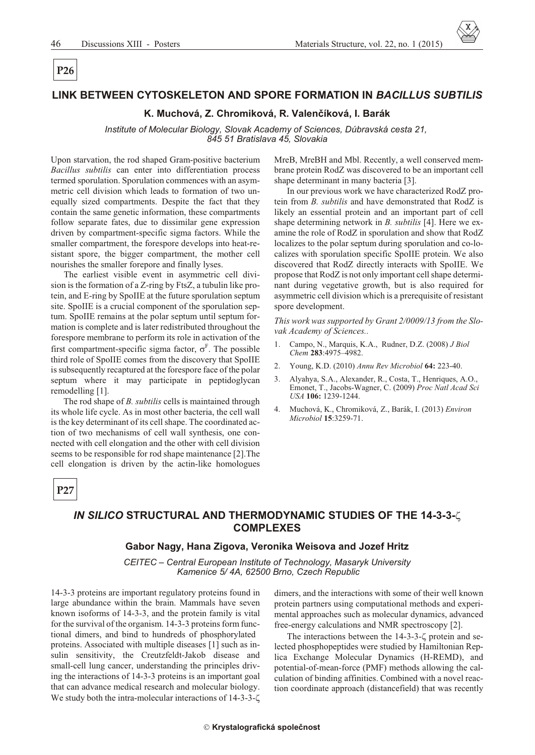**P26**

## LINK BETWEEN CYTOSKELETON AND SPORE FORMATION IN *BACILLUS SUBTILIS*

**K. Muchová, Z. Chromiková, R. Valenčíková, I. Barák**

*Institute of Molecular Biology, Slovak Academy of Sciences, Dúbravská cesta 21, 845 51 Bratislava 45, Slovakia*

Upon starvation, the rod shaped Gram-positive bacterium *Bacillus subtilis* can enter into differentiation process termed sporulation. Sporulation commences with an asymmetric cell division which leads to formation of two unequally sized compartments. Despite the fact that they contain the same genetic information, these compartments follow separate fates, due to dissimilar gene expression driven by compartment-specific sigma factors. While the smaller compartment, the forespore develops into heat-resistant spore, the bigger compartment, the mother cell nourishes the smaller forepore and finally lyses.

The earliest visible event in asymmetric cell division is the formation of a Z-ring by FtsZ, a tubulin like protein, and E-ring by SpoIIE at the future sporulation septum site. SpoIIE is a crucial component of the sporulation septum. SpoIIE remains at the polar septum until septum formation is complete and is later redistributed throughout the forespore membrane to perform its role in activation of the first compartment-specific sigma factor, $\sigma^F$. The possible third role of SpoIIE comes from the discovery that SpoIIE is subsequently recaptured at the forespore face of the polar septum where it may participate in peptidoglycan remodelling [1].

The rod shape of *B. subtilis* cells is maintained through its whole life cycle. As in most other bacteria, the cell wall is the key determinant of its cell shape. The coordinated action of two mechanisms of cell wall synthesis, one connected with cell elongation and the other with cell division seems to be responsible for rod shape maintenance [2].The cell elongation is driven by the actin-like homologues MreB, MreBH and Mbl. Recently, a well conserved membrane protein RodZ was discovered to be an important cell shape determinant in many bacteria [3].

In our previous work we have characterized RodZ protein from *B. subtilis* and have demonstrated that RodZ is likely an essential protein and an important part of cell shape determining network in *B. subtilis* [4]. Here we examine the role of RodZ in sporulation and show that RodZ localizes to the polar septum during sporulation and co-localizes with sporulation specific SpoIIE protein. We also discovered that RodZ directly interacts with SpoIIE. We propose that RodZ is not only important cell shape determinant during vegetative growth, but is also required for asymmetric cell division which is a prerequisite of resistant spore development.

*This work was supported by Grant 2/0009/13 from the Slovak Academy of Sciences..*

1. Campo, N., Marquis, K.A., Rudner, D.Z. (2008) *J Biol Chem* **283**:4975–4982.
2. Young, K.D. (2010) *Annu Rev Microbiol* **64:** 223-40.
3. Alyahya, S.A., Alexander, R., Costa, T., Henriques, A.O., Emonet, T., Jacobs-Wagner, C. (2009) *Proc Natl Acad Sci USA* **106:** 1239-1244.
4. Muchová, K., Chromiková, Z., Barák, I. (2013) *Environ Microbiol* **15**:3259-71.

**P27**

## *IN SILICO* STRUCTURAL AND THERMODYNAMIC STUDIES OF THE 14-3-3-$\zeta$ COMPLEXES

**Gabor Nagy, Hana Zigova, Veronika Weisova and Jozef Hritz**

*CEITEC – Central European Institute of Technology, Masaryk University Kamenice 5/ 4A, 62500 Brno, Czech Republic*

14-3-3 proteins are important regulatory proteins found in large abundance within the brain. Mammals have seven known isoforms of 14-3-3, and the protein family is vital for the survival of the organism. 14-3-3 proteins form functional dimers, and bind to hundreds of phosphorylated proteins. Associated with multiple diseases [1] such as insulin sensitivity, the Creutzfeldt-Jakob disease and small-cell lung cancer, understanding the principles driving the interactions of 14-3-3 proteins is an important goal that can advance medical research and molecular biology. We study both the intra-molecular interactions of 14-3-3-$\zeta$ dimers, and the interactions with some of their well known protein partners using computational methods and experimental approaches such as molecular dynamics, advanced free-energy calculations and NMR spectroscopy [2].

The interactions between the 14-3-3-$\zeta$ protein and selected phosphopeptides were studied by Hamiltonian Replica Exchange Molecular Dynamics (H-REMD), and potential-of-mean-force (PMF) methods allowing the calculation of binding affinities. Combined with a novel reaction coordinate approach (distancefield) that was recently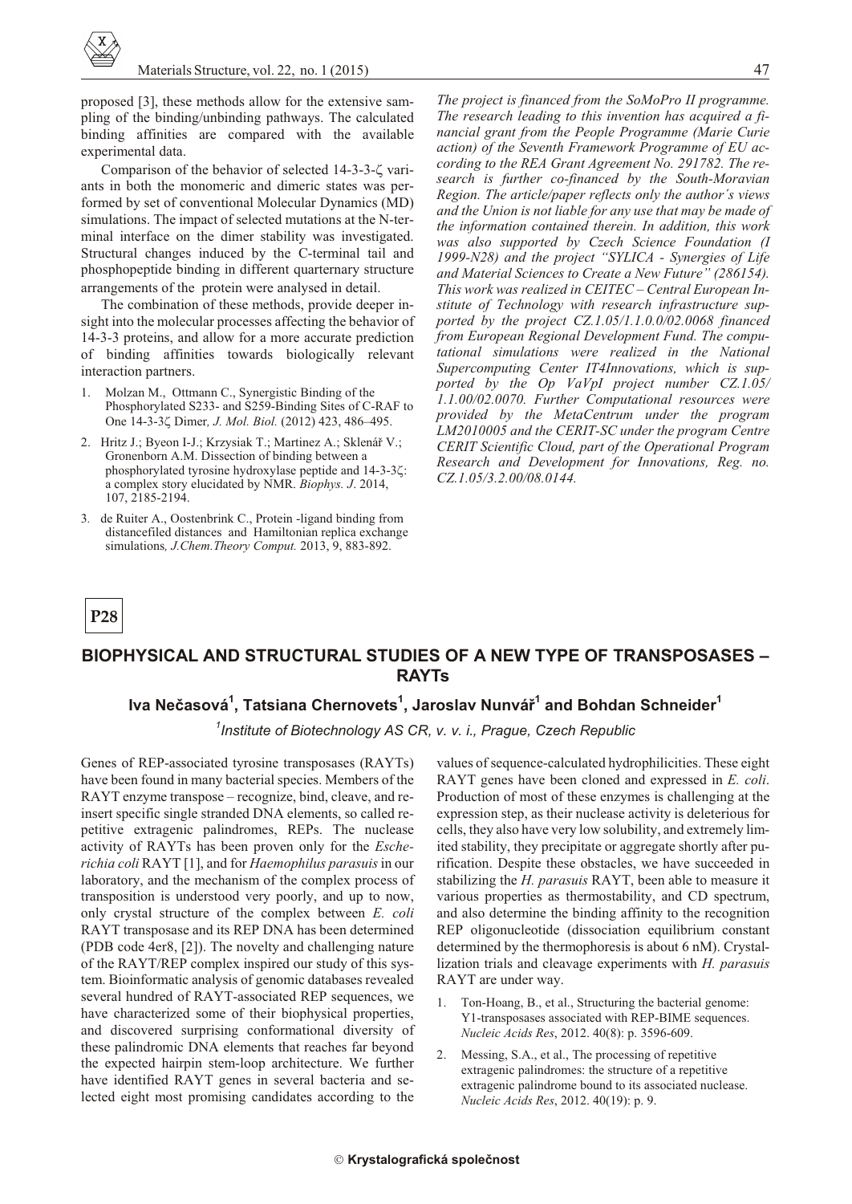proposed [3], these methods allow for the extensive sampling of the binding/unbinding pathways. The calculated binding affinities are compared with the available experimental data.

Comparison of the behavior of selected 14-3-3-ζ variants in both the monomeric and dimeric states was performed by set of conventional Molecular Dynamics (MD) simulations. The impact of selected mutations at the N-terminal interface on the dimer stability was investigated. Structural changes induced by the C-terminal tail and phosphopeptide binding in different quarternary structure arrangements of the protein were analysed in detail.

The combination of these methods, provide deeper insight into the molecular processes affecting the behavior of 14-3-3 proteins, and allow for a more accurate prediction of binding affinities towards biologically relevant interaction partners.

1. Molzan M., Ottmann C., Synergistic Binding of the Phosphorylated S233- and S259-Binding Sites of C-RAF to One 14-3-3ζ Dimer, *J. Mol. Biol.* (2012) 423, 486–495.
2. Hritz J.; Byeon I-J.; Krzysiak T.; Martinez A.; Sklenář V.; Gronenborn A.M. Dissection of binding between a phosphorylated tyrosine hydroxylase peptide and 14-3-3ζ: a complex story elucidated by NMR. *Biophys. J*. 2014, 107, 2185-2194.
3. de Ruiter A., Oostenbrink C., Protein -ligand binding from distancefiled distances and Hamiltonian replica exchange simulations, *J.Chem.Theory Comput.* 2013, 9, 883-892.

*The project is financed from the SoMoPro II programme. The research leading to this invention has acquired a financial grant from the People Programme (Marie Curie action) of the Seventh Framework Programme of EU according to the REA Grant Agreement No. 291782. The research is further co-financed by the South-Moravian Region. The article/paper reflects only the author´s views and the Union is not liable for any use that may be made of the information contained therein. In addition, this work was also supported by Czech Science Foundation (I 1999-N28) and the project "SYLICA - Synergies of Life and Material Sciences to Create a New Future" (286154). This work was realized in CEITEC – Central European Institute of Technology with research infrastructure supported by the project CZ.1.05/1.1.0.0/02.0068 financed from European Regional Development Fund. The computational simulations were realized in the National Supercomputing Center IT4Innovations, which is supported by the Op VaVpI project number CZ.1.05/ 1.1.00/02.0070. Further Computational resources were provided by the MetaCentrum under the program LM2010005 and the CERIT-SC under the program Centre CERIT Scientific Cloud, part of the Operational Program Research and Development for Innovations, Reg. no. CZ.1.05/3.2.00/08.0144.*

**P28**

## BIOPHYSICAL AND STRUCTURAL STUDIES OF A NEW TYPE OF TRANSPOSASES – RAYTs

**Iva Nečasová[1], Tatsiana Chernovets[1], Jaroslav Nunvář[1] and Bohdan Schneider[1]**

*[1]Institute of Biotechnology AS CR, v. v. i., Prague, Czech Republic*

Genes of REP-associated tyrosine transposases (RAYTs) have been found in many bacterial species. Members of the RAYT enzyme transpose – recognize, bind, cleave, and reinsert specific single stranded DNA elements, so called repetitive extragenic palindromes, REPs. The nuclease activity of RAYTs has been proven only for the *Escherichia coli* RAYT [1], and for *Haemophilus parasuis* in our laboratory, and the mechanism of the complex process of transposition is understood very poorly, and up to now, only crystal structure of the complex between *E. coli* RAYT transposase and its REP DNA has been determined (PDB code 4er8, [2]). The novelty and challenging nature of the RAYT/REP complex inspired our study of this system. Bioinformatic analysis of genomic databases revealed several hundred of RAYT-associated REP sequences, we have characterized some of their biophysical properties, and discovered surprising conformational diversity of these palindromic DNA elements that reaches far beyond the expected hairpin stem-loop architecture. We further have identified RAYT genes in several bacteria and selected eight most promising candidates according to the values of sequence-calculated hydrophilicities. These eight RAYT genes have been cloned and expressed in *E. coli*. Production of most of these enzymes is challenging at the expression step, as their nuclease activity is deleterious for cells, they also have very low solubility, and extremely limited stability, they precipitate or aggregate shortly after purification. Despite these obstacles, we have succeeded in stabilizing the *H. parasuis* RAYT, been able to measure it various properties as thermostability, and CD spectrum, and also determine the binding affinity to the recognition REP oligonucleotide (dissociation equilibrium constant determined by the thermophoresis is about 6 nM). Crystallization trials and cleavage experiments with *H. parasuis* RAYT are under way.

1. Ton-Hoang, B., et al., Structuring the bacterial genome: Y1-transposases associated with REP-BIME sequences. *Nucleic Acids Res*, 2012. 40(8): p. 3596-609.
2. Messing, S.A., et al., The processing of repetitive extragenic palindromes: the structure of a repetitive extragenic palindrome bound to its associated nuclease. *Nucleic Acids Res*, 2012. 40(19): p. 9.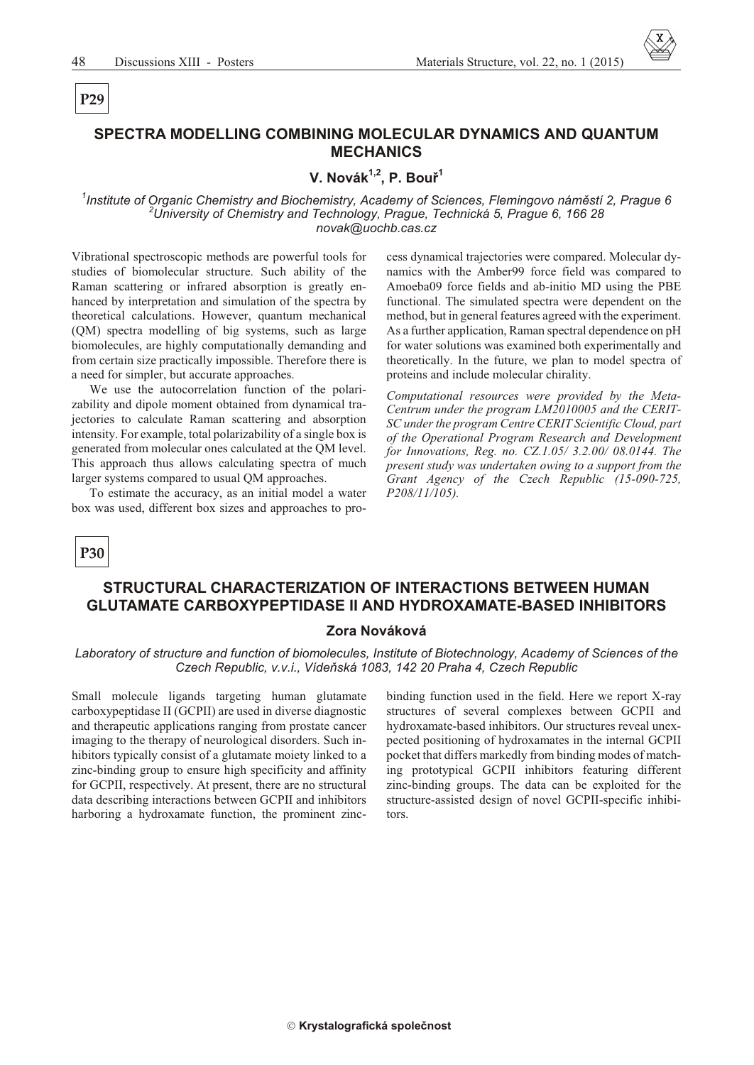**P29**

## SPECTRA MODELLING COMBINING MOLECULAR DYNAMICS AND QUANTUM MECHANICS

**V. Novák[1,2], P. Bouř[1]**

*[1]Institute of Organic Chemistry and Biochemistry, Academy of Sciences, Flemingovo náměstí 2, Prague 6*
*[2]University of Chemistry and Technology, Prague, Technická 5, Prague 6, 166 28*
*novak@uochb.cas.cz*

Vibrational spectroscopic methods are powerful tools for studies of biomolecular structure. Such ability of the Raman scattering or infrared absorption is greatly enhanced by interpretation and simulation of the spectra by theoretical calculations. However, quantum mechanical (QM) spectra modelling of big systems, such as large biomolecules, are highly computationally demanding and from certain size practically impossible. Therefore there is a need for simpler, but accurate approaches.

We use the autocorrelation function of the polarizability and dipole moment obtained from dynamical trajectories to calculate Raman scattering and absorption intensity. For example, total polarizability of a single box is generated from molecular ones calculated at the QM level. This approach thus allows calculating spectra of much larger systems compared to usual QM approaches.

To estimate the accuracy, as an initial model a water box was used, different box sizes and approaches to process dynamical trajectories were compared. Molecular dynamics with the Amber99 force field was compared to Amoeba09 force fields and ab-initio MD using the PBE functional. The simulated spectra were dependent on the method, but in general features agreed with the experiment. As a further application, Raman spectral dependence on pH for water solutions was examined both experimentally and theoretically. In the future, we plan to model spectra of proteins and include molecular chirality.

*Computational resources were provided by the MetaCentrum under the program LM2010005 and the CERIT-SC under the program Centre CERIT Scientific Cloud, part of the Operational Program Research and Development for Innovations, Reg. no. CZ.1.05/ 3.2.00/ 08.0144. The present study was undertaken owing to a support from the Grant Agency of the Czech Republic (15-090-725, P208/11/105).*

**P30**

## STRUCTURAL CHARACTERIZATION OF INTERACTIONS BETWEEN HUMAN GLUTAMATE CARBOXYPEPTIDASE II AND HYDROXAMATE-BASED INHIBITORS

**Zora Nováková**

*Laboratory of structure and function of biomolecules, Institute of Biotechnology, Academy of Sciences of the Czech Republic, v.v.i., Vídeňská 1083, 142 20 Praha 4, Czech Republic*

Small molecule ligands targeting human glutamate carboxypeptidase II (GCPII) are used in diverse diagnostic and therapeutic applications ranging from prostate cancer imaging to the therapy of neurological disorders. Such inhibitors typically consist of a glutamate moiety linked to a zinc-binding group to ensure high specificity and affinity for GCPII, respectively. At present, there are no structural data describing interactions between GCPII and inhibitors harboring a hydroxamate function, the prominent zinc-binding function used in the field. Here we report X-ray structures of several complexes between GCPII and hydroxamate-based inhibitors. Our structures reveal unexpected positioning of hydroxamates in the internal GCPII pocket that differs markedly from binding modes of matching prototypical GCPII inhibitors featuring different zinc-binding groups. The data can be exploited for the structure-assisted design of novel GCPII-specific inhibitors.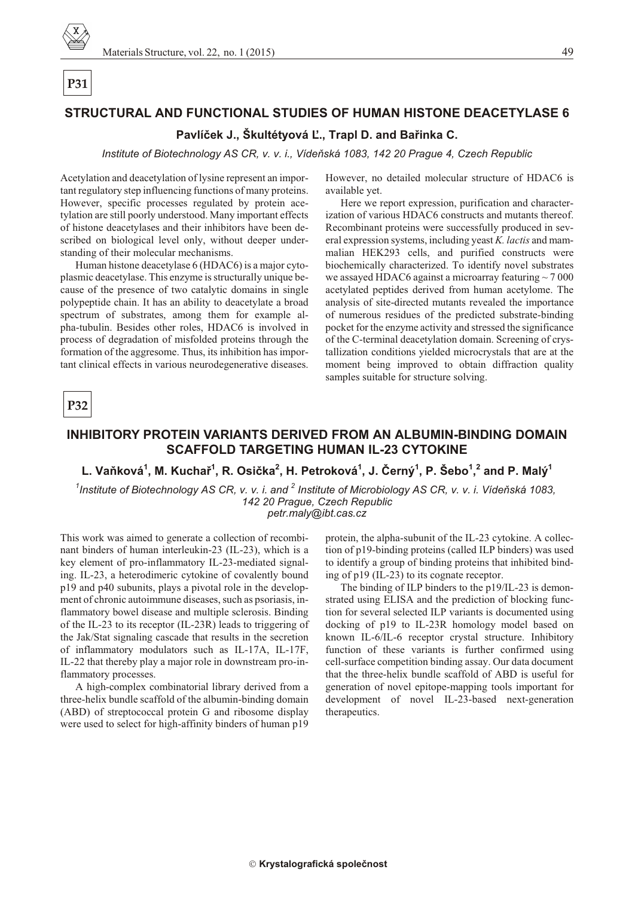**P31**

## STRUCTURAL AND FUNCTIONAL STUDIES OF HUMAN HISTONE DEACETYLASE 6

**Pavlíček J., Škultétyová Ľ., Trapl D. and Bařinka C.**

*Institute of Biotechnology AS CR, v. v. i., Vídeňská 1083, 142 20 Prague 4, Czech Republic*

Acetylation and deacetylation of lysine represent an important regulatory step influencing functions of many proteins. However, specific processes regulated by protein acetylation are still poorly understood. Many important effects of histone deacetylases and their inhibitors have been described on biological level only, without deeper understanding of their molecular mechanisms.

Human histone deacetylase 6 (HDAC6) is a major cytoplasmic deacetylase. This enzyme is structurally unique because of the presence of two catalytic domains in single polypeptide chain. It has an ability to deacetylate a broad spectrum of substrates, among them for example alpha-tubulin. Besides other roles, HDAC6 is involved in process of degradation of misfolded proteins through the formation of the aggresome. Thus, its inhibition has important clinical effects in various neurodegenerative diseases. However, no detailed molecular structure of HDAC6 is available yet.

Here we report expression, purification and characterization of various HDAC6 constructs and mutants thereof. Recombinant proteins were successfully produced in several expression systems, including yeast *K. lactis* and mammalian HEK293 cells, and purified constructs were biochemically characterized. To identify novel substrates we assayed HDAC6 against a microarray featuring ~ 7 000 acetylated peptides derived from human acetylome. The analysis of site-directed mutants revealed the importance of numerous residues of the predicted substrate-binding pocket for the enzyme activity and stressed the significance of the C-terminal deacetylation domain. Screening of crystallization conditions yielded microcrystals that are at the moment being improved to obtain diffraction quality samples suitable for structure solving.

**P32**

## INHIBITORY PROTEIN VARIANTS DERIVED FROM AN ALBUMIN-BINDING DOMAIN SCAFFOLD TARGETING HUMAN IL-23 CYTOKINE

**L. Vaňková[1], M. Kuchař[1], R. Osička[2], H. Petroková[1], J. Černý[1], P. Šebo[1,2] and P. Malý[1]**

*[1]Institute of Biotechnology AS CR, v. v. i. and [2] Institute of Microbiology AS CR, v. v. i. Vídeňská 1083, 142 20 Prague, Czech Republic*
*petr.maly@ibt.cas.cz*

This work was aimed to generate a collection of recombinant binders of human interleukin-23 (IL-23), which is a key element of pro-inflammatory IL-23-mediated signaling. IL-23, a heterodimeric cytokine of covalently bound p19 and p40 subunits, plays a pivotal role in the development of chronic autoimmune diseases, such as psoriasis, inflammatory bowel disease and multiple sclerosis. Binding of the IL-23 to its receptor (IL-23R) leads to triggering of the Jak/Stat signaling cascade that results in the secretion of inflammatory modulators such as IL-17A, IL-17F, IL-22 that thereby play a major role in downstream pro-inflammatory processes.

A high-complex combinatorial library derived from a three-helix bundle scaffold of the albumin-binding domain (ABD) of streptococcal protein G and ribosome display were used to select for high-affinity binders of human p19 protein, the alpha-subunit of the IL-23 cytokine. A collection of p19-binding proteins (called ILP binders) was used to identify a group of binding proteins that inhibited binding of p19 (IL-23) to its cognate receptor.

The binding of ILP binders to the p19/IL-23 is demonstrated using ELISA and the prediction of blocking function for several selected ILP variants is documented using docking of p19 to IL-23R homology model based on known IL-6/IL-6 receptor crystal structure. Inhibitory function of these variants is further confirmed using cell-surface competition binding assay. Our data document that the three-helix bundle scaffold of ABD is useful for generation of novel epitope-mapping tools important for development of novel IL-23-based next-generation therapeutics.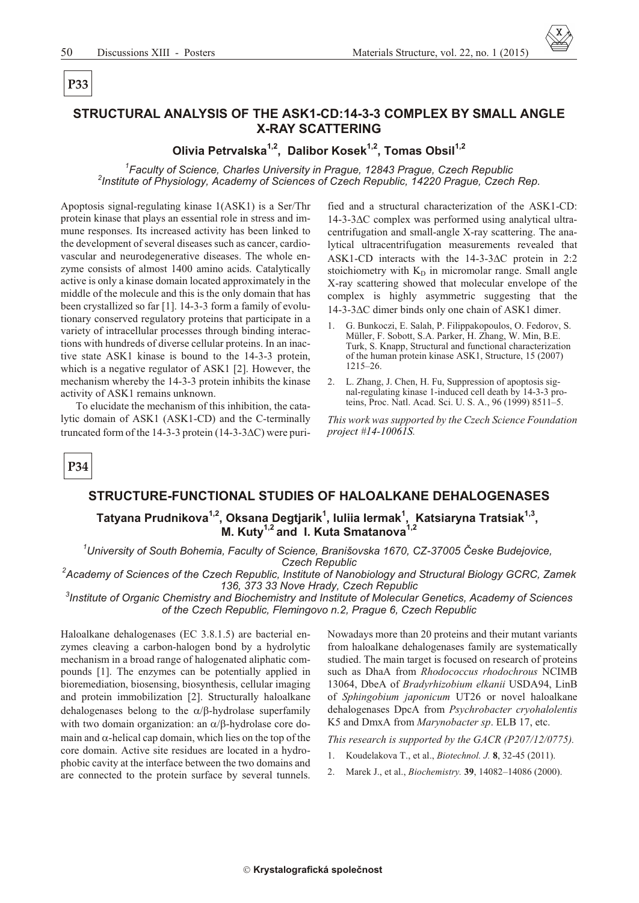**P33**

## STRUCTURAL ANALYSIS OF THE ASK1-CD:14-3-3 COMPLEX BY SMALL ANGLE X-RAY SCATTERING

### Olivia Petrvalska[1,2], Dalibor Kosek[1,2], Tomas Obsil[1,2]

[1]*Faculty of Science, Charles University in Prague, 12843 Prague, Czech Republic*
[2]*Institute of Physiology, Academy of Sciences of Czech Republic, 14220 Prague, Czech Rep.*

Apoptosis signal-regulating kinase 1(ASK1) is a Ser/Thr protein kinase that plays an essential role in stress and immune responses. Its increased activity has been linked to the development of several diseases such as cancer, cardiovascular and neurodegenerative diseases. The whole enzyme consists of almost 1400 amino acids. Catalytically active is only a kinase domain located approximately in the middle of the molecule and this is the only domain that has been crystallized so far [1]. 14-3-3 form a family of evolutionary conserved regulatory proteins that participate in a variety of intracellular processes through binding interactions with hundreds of diverse cellular proteins. In an inactive state ASK1 kinase is bound to the 14-3-3 protein, which is a negative regulator of ASK1 [2]. However, the mechanism whereby the 14-3-3 protein inhibits the kinase activity of ASK1 remains unknown.

To elucidate the mechanism of this inhibition, the catalytic domain of ASK1 (ASK1-CD) and the C-terminally truncated form of the 14-3-3 protein (14-3-3ΔC) were purified and a structural characterization of the ASK1-CD: 14-3-3ΔC complex was performed using analytical ultracentrifugation and small-angle X-ray scattering. The analytical ultracentrifugation measurements revealed that ASK1-CD interacts with the 14-3-3ΔC protein in 2:2 stoichiometry with $K_D$ in micromolar range. Small angle X-ray scattering showed that molecular envelope of the complex is highly asymmetric suggesting that the 14-3-3ΔC dimer binds only one chain of ASK1 dimer.

1. G. Bunkoczi, E. Salah, P. Filippakopoulos, O. Fedorov, S. Müller, F. Sobott, S.A. Parker, H. Zhang, W. Min, B.E. Turk, S. Knapp, Structural and functional characterization of the human protein kinase ASK1, Structure, 15 (2007) 1215–26.
2. L. Zhang, J. Chen, H. Fu, Suppression of apoptosis signal-regulating kinase 1-induced cell death by 14-3-3 proteins, Proc. Natl. Acad. Sci. U. S. A., 96 (1999) 8511–5.

*This work was supported by the Czech Science Foundation project #14-10061S.*

**P34**

## STRUCTURE-FUNCTIONAL STUDIES OF HALOALKANE DEHALOGENASES

### Tatyana Prudnikova[1,2], Oksana Degtjarik[1], Iuliia Iermak[1], Katsiaryna Tratsiak[1,3], M. Kuty[1,2] and I. Kuta Smatanova[1,2]

[1]*University of South Bohemia, Faculty of Science, Branišovska 1670, CZ-37005 Česke Budejovice, Czech Republic*
[2]*Academy of Sciences of the Czech Republic, Institute of Nanobiology and Structural Biology GCRC, Zamek 136, 373 33 Nove Hrady, Czech Republic*
[3]*Institute of Organic Chemistry and Biochemistry and Institute of Molecular Genetics, Academy of Sciences of the Czech Republic, Flemingovo n.2, Prague 6, Czech Republic*

Haloalkane dehalogenases (EC 3.8.1.5) are bacterial enzymes cleaving a carbon-halogen bond by a hydrolytic mechanism in a broad range of halogenated aliphatic compounds [1]. The enzymes can be potentially applied in bioremediation, biosensing, biosynthesis, cellular imaging and protein immobilization [2]. Structurally haloalkane dehalogenases belong to the α/β-hydrolase superfamily with two domain organization: an α/β-hydrolase core domain and α-helical cap domain, which lies on the top of the core domain. Active site residues are located in a hydrophobic cavity at the interface between the two domains and are connected to the protein surface by several tunnels. Nowadays more than 20 proteins and their mutant variants from haloalkane dehalogenases family are systematically studied. The main target is focused on research of proteins such as DhaA from *Rhodococcus rhodochrous* NCIMB 13064, DbeA of *Bradyrhizobium elkanii* USDA94, LinB of *Sphingobium japonicum* UT26 or novel haloalkane dehalogenases DpcA from *Psychrobacter cryohalolentis* K5 and DmxA from *Marynobacter sp*. ELB 17, etc.

*This research is supported by the GACR (P207/12/0775).*

1. Koudelakova T., et al., *Biotechnol. J.* **8**, 32-45 (2011).
2. Marek J., et al., *Biochemistry.* **39**, 14082–14086 (2000).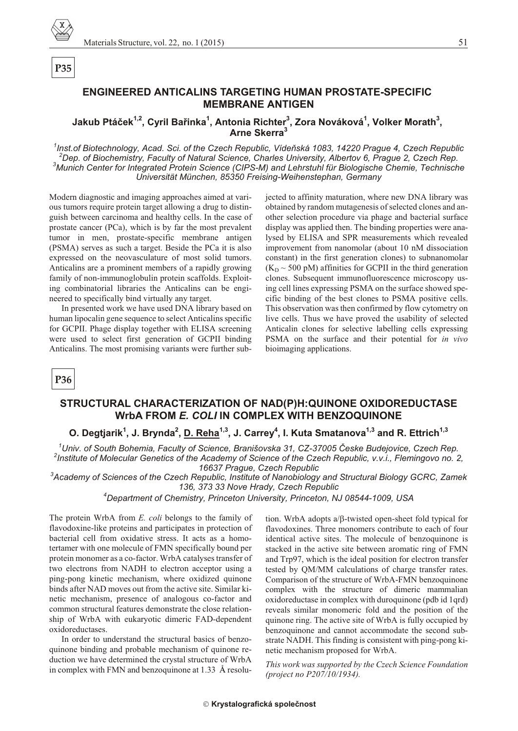**P35**

## ENGINEERED ANTICALINS TARGETING HUMAN PROSTATE-SPECIFIC MEMBRANE ANTIGEN

**Jakub Ptáček[1,2], Cyril Bařinka[1], Antonia Richter[3], Zora Nováková[1], Volker Morath[3], Arne Skerra[3]**

*[1]Inst.of Biotechnology, Acad. Sci. of the Czech Republic, Vídeňská 1083, 14220 Prague 4, Czech Republic*
*[2]Dep. of Biochemistry, Faculty of Natural Science, Charles University, Albertov 6, Prague 2, Czech Rep.*
*[3]Munich Center for Integrated Protein Science (CIPS-M) and Lehrstuhl für Biologische Chemie, Technische Universität München, 85350 Freising-Weihenstephan, Germany*

Modern diagnostic and imaging approaches aimed at various tumors require protein target allowing a drug to distinguish between carcinoma and healthy cells. In the case of prostate cancer (PCa), which is by far the most prevalent tumor in men, prostate-specific membrane antigen (PSMA) serves as such a target. Beside the PCa it is also expressed on the neovasculature of most solid tumors. Anticalins are a prominent members of a rapidly growing family of non-immunoglobulin protein scaffolds. Exploiting combinatorial libraries the Anticalins can be engineered to specifically bind virtually any target.

In presented work we have used DNA library based on human lipocalin gene sequence to select Anticalins specific for GCPII. Phage display together with ELISA screening were used to select first generation of GCPII binding Anticalins. The most promising variants were further subjected to affinity maturation, where new DNA library was obtained by random mutagenesis of selected clones and another selection procedure via phage and bacterial surface display was applied then. The binding properties were analysed by ELISA and SPR measurements which revealed improvement from nanomolar (about 10 nM dissociation constant) in the first generation clones) to subnanomolar ($K_D \sim 500$ pM) affinities for GCPII in the third generation clones. Subsequent immunofluorescence microscopy using cell lines expressing PSMA on the surface showed specific binding of the best clones to PSMA positive cells. This observation was then confirmed by flow cytometry on live cells. Thus we have proved the usability of selected Anticalin clones for selective labelling cells expressing PSMA on the surface and their potential for *in vivo* bioimaging applications.

**P36**

## STRUCTURAL CHARACTERIZATION OF NAD(P)H:QUINONE OXIDOREDUCTASE WrbA FROM *E. COLI* IN COMPLEX WITH BENZOQUINONE

**O. Degtjarik[1], J. Brynda[2], D. Reha[1,3], J. Carrey[4], I. Kuta Smatanova[1,3] and R. Ettrich[1,3]**

*[1]Univ. of South Bohemia, Faculty of Science, Branišovska 31, CZ-37005 Česke Budejovice, Czech Rep.*
*[2]Institute of Molecular Genetics of the Academy of Science of the Czech Republic, v.v.i., Flemingovo no. 2, 16637 Prague, Czech Republic*
*[3]Academy of Sciences of the Czech Republic, Institute of Nanobiology and Structural Biology GCRC, Zamek 136, 373 33 Nove Hrady, Czech Republic*
*[4]Department of Chemistry, Princeton University, Princeton, NJ 08544-1009, USA*

The protein WrbA from *E. coli* belongs to the family of flavodoxine-like proteins and participates in protection of bacterial cell from oxidative stress. It acts as a homotertamer with one molecule of FMN specifically bound per protein monomer as a co-factor. WrbA catalyses transfer of two electrons from NADH to electron acceptor using a ping-pong kinetic mechanism, where oxidized quinone binds after NAD moves out from the active site. Similar kinetic mechanism, presence of analogous co-factor and common structural features demonstrate the close relationship of WrbA with eukaryotic dimeric FAD-dependent oxidoreductases.

In order to understand the structural basics of benzoquinone binding and probable mechanism of quinone reduction we have determined the crystal structure of WrbA in complex with FMN and benzoquinone at 1.33 Å resolution. WrbA adopts a/β-twisted open-sheet fold typical for flavodoxines. Three monomers contribute to each of four identical active sites. The molecule of benzoquinone is stacked in the active site between aromatic ring of FMN and Trp97, which is the ideal position for electron transfer tested by QM/MM calculations of charge transfer rates. Comparison of the structure of WrbA-FMN benzoquinone complex with the structure of dimeric mammalian oxidoreductase in complex with duroquinone (pdb id 1qrd) reveals similar monomeric fold and the position of the quinone ring. The active site of WrbA is fully occupied by benzoquinone and cannot accommodate the second substrate NADH. This finding is consistent with ping-pong kinetic mechanism proposed for WrbA.

*This work was supported by the Czech Science Foundation (project no P207/10/1934).*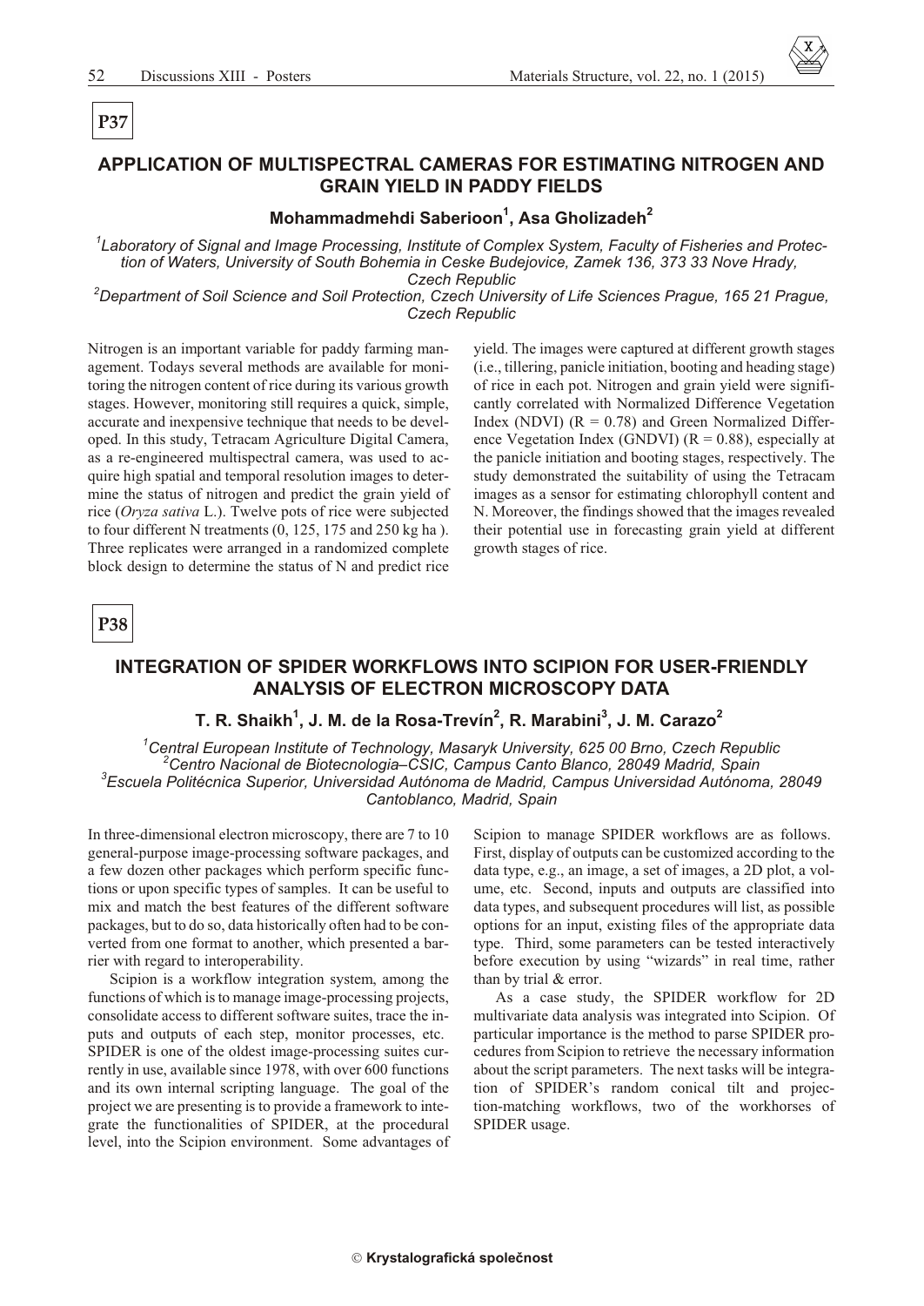**P37**

## APPLICATION OF MULTISPECTRAL CAMERAS FOR ESTIMATING NITROGEN AND GRAIN YIELD IN PADDY FIELDS

**Mohammadmehdi Saberioon[1], Asa Gholizadeh[2]**

*[1]Laboratory of Signal and Image Processing, Institute of Complex System, Faculty of Fisheries and Protection of Waters, University of South Bohemia in Ceske Budejovice, Zamek 136, 373 33 Nove Hrady, Czech Republic*
*[2]Department of Soil Science and Soil Protection, Czech University of Life Sciences Prague, 165 21 Prague, Czech Republic*

Nitrogen is an important variable for paddy farming management. Todays several methods are available for monitoring the nitrogen content of rice during its various growth stages. However, monitoring still requires a quick, simple, accurate and inexpensive technique that needs to be developed. In this study, Tetracam Agriculture Digital Camera, as a re-engineered multispectral camera, was used to acquire high spatial and temporal resolution images to determine the status of nitrogen and predict the grain yield of rice (*Oryza sativa* L.). Twelve pots of rice were subjected to four different N treatments (0, 125, 175 and 250 kg ha ). Three replicates were arranged in a randomized complete block design to determine the status of N and predict rice yield. The images were captured at different growth stages (i.e., tillering, panicle initiation, booting and heading stage) of rice in each pot. Nitrogen and grain yield were significantly correlated with Normalized Difference Vegetation Index (NDVI) ($R = 0.78$) and Green Normalized Difference Vegetation Index (GNDVI) ($R = 0.88$), especially at the panicle initiation and booting stages, respectively. The study demonstrated the suitability of using the Tetracam images as a sensor for estimating chlorophyll content and N. Moreover, the findings showed that the images revealed their potential use in forecasting grain yield at different growth stages of rice.

**P38**

## INTEGRATION OF SPIDER WORKFLOWS INTO SCIPION FOR USER-FRIENDLY ANALYSIS OF ELECTRON MICROSCOPY DATA

**T. R. Shaikh[1], J. M. de la Rosa-Trevín[2], R. Marabini[3], J. M. Carazo[2]**

*[1]Central European Institute of Technology, Masaryk University, 625 00 Brno, Czech Republic*
*[2]Centro Nacional de Biotecnologia–CSIC, Campus Canto Blanco, 28049 Madrid, Spain*
*[3]Escuela Politécnica Superior, Universidad Autónoma de Madrid, Campus Universidad Autónoma, 28049 Cantoblanco, Madrid, Spain*

In three-dimensional electron microscopy, there are 7 to 10 general-purpose image-processing software packages, and a few dozen other packages which perform specific functions or upon specific types of samples. It can be useful to mix and match the best features of the different software packages, but to do so, data historically often had to be converted from one format to another, which presented a barrier with regard to interoperability.

Scipion is a workflow integration system, among the functions of which is to manage image-processing projects, consolidate access to different software suites, trace the inputs and outputs of each step, monitor processes, etc. SPIDER is one of the oldest image-processing suites currently in use, available since 1978, with over 600 functions and its own internal scripting language. The goal of the project we are presenting is to provide a framework to integrate the functionalities of SPIDER, at the procedural level, into the Scipion environment. Some advantages of Scipion to manage SPIDER workflows are as follows. First, display of outputs can be customized according to the data type, e.g., an image, a set of images, a 2D plot, a volume, etc. Second, inputs and outputs are classified into data types, and subsequent procedures will list, as possible options for an input, existing files of the appropriate data type. Third, some parameters can be tested interactively before execution by using "wizards" in real time, rather than by trial & error.

As a case study, the SPIDER workflow for 2D multivariate data analysis was integrated into Scipion. Of particular importance is the method to parse SPIDER procedures from Scipion to retrieve the necessary information about the script parameters. The next tasks will be integration of SPIDER's random conical tilt and projection-matching workflows, two of the workhorses of SPIDER usage.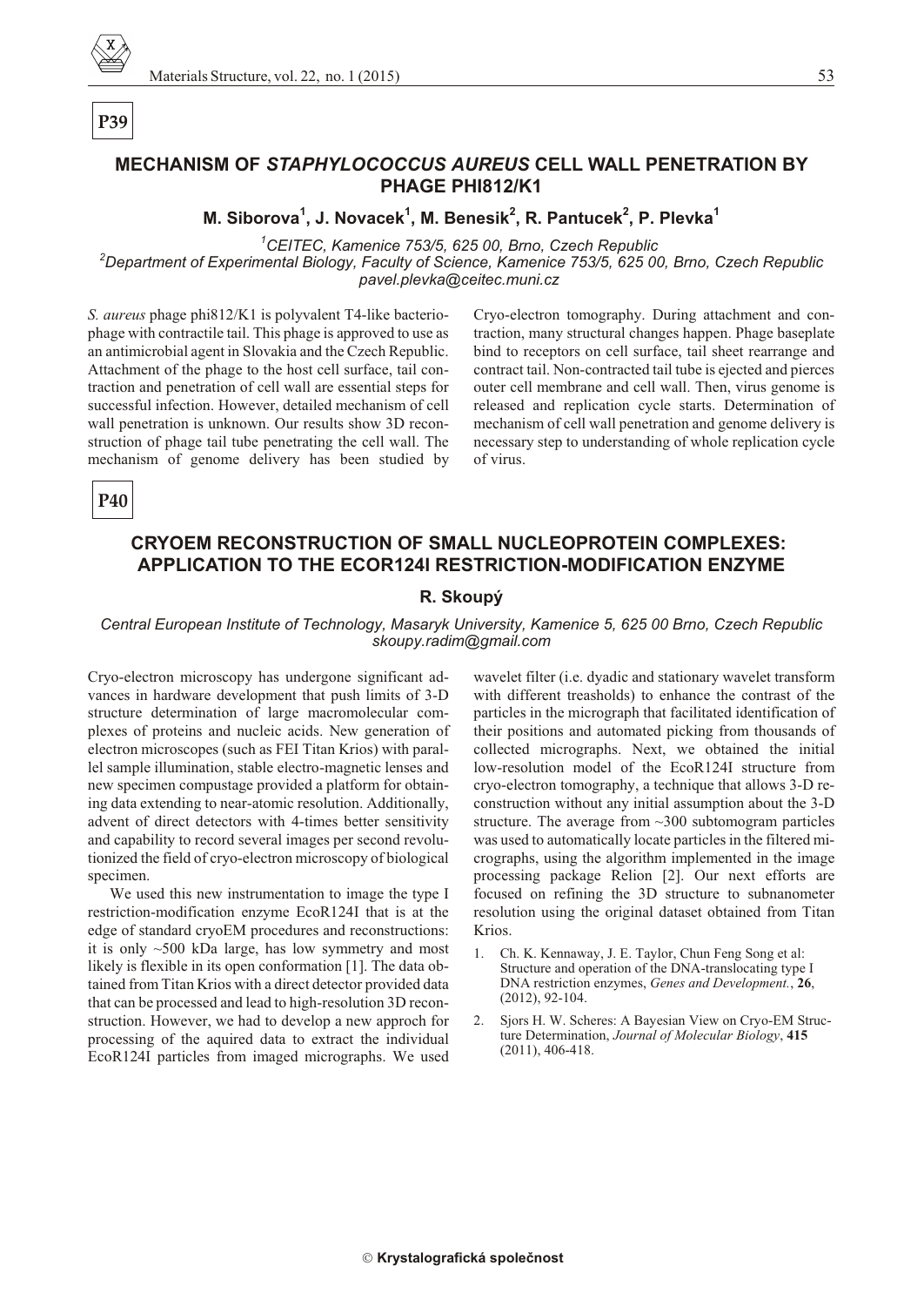**P39**

## MECHANISM OF *STAPHYLOCOCCUS AUREUS* CELL WALL PENETRATION BY PHAGE PHI812/K1

**M. Siborova[1], J. Novacek[1], M. Benesik[2], R. Pantucek[2], P. Plevka[1]**

*[1]CEITEC, Kamenice 753/5, 625 00, Brno, Czech Republic*
*[2]Department of Experimental Biology, Faculty of Science, Kamenice 753/5, 625 00, Brno, Czech Republic*
*pavel.plevka@ceitec.muni.cz*

*S. aureus* phage phi812/K1 is polyvalent T4-like bacteriophage with contractile tail. This phage is approved to use as an antimicrobial agent in Slovakia and the Czech Republic. Attachment of the phage to the host cell surface, tail contraction and penetration of cell wall are essential steps for successful infection. However, detailed mechanism of cell wall penetration is unknown. Our results show 3D reconstruction of phage tail tube penetrating the cell wall. The mechanism of genome delivery has been studied by Cryo-electron tomography. During attachment and contraction, many structural changes happen. Phage baseplate bind to receptors on cell surface, tail sheet rearrange and contract tail. Non-contracted tail tube is ejected and pierces outer cell membrane and cell wall. Then, virus genome is released and replication cycle starts. Determination of mechanism of cell wall penetration and genome delivery is necessary step to understanding of whole replication cycle of virus.

**P40**

## CRYOEM RECONSTRUCTION OF SMALL NUCLEOPROTEIN COMPLEXES: APPLICATION TO THE ECOR124I RESTRICTION-MODIFICATION ENZYME

**R. Skoupý**

*Central European Institute of Technology, Masaryk University, Kamenice 5, 625 00 Brno, Czech Republic*
*skoupy.radim@gmail.com*

Cryo-electron microscopy has undergone significant advances in hardware development that push limits of 3-D structure determination of large macromolecular complexes of proteins and nucleic acids. New generation of electron microscopes (such as FEI Titan Krios) with parallel sample illumination, stable electro-magnetic lenses and new specimen compustage provided a platform for obtaining data extending to near-atomic resolution. Additionally, advent of direct detectors with 4-times better sensitivity and capability to record several images per second revolutionized the field of cryo-electron microscopy of biological specimen.

We used this new instrumentation to image the type I restriction-modification enzyme EcoR124I that is at the edge of standard cryoEM procedures and reconstructions: it is only ~500 kDa large, has low symmetry and most likely is flexible in its open conformation [1]. The data obtained from Titan Krios with a direct detector provided data that can be processed and lead to high-resolution 3D reconstruction. However, we had to develop a new approch for processing of the aquired data to extract the individual EcoR124I particles from imaged micrographs. We used wavelet filter (i.e. dyadic and stationary wavelet transform with different treasholds) to enhance the contrast of the particles in the micrograph that facilitated identification of their positions and automated picking from thousands of collected micrographs. Next, we obtained the initial low-resolution model of the EcoR124I structure from cryo-electron tomography, a technique that allows 3-D reconstruction without any initial assumption about the 3-D structure. The average from ~300 subtomogram particles was used to automatically locate particles in the filtered micrographs, using the algorithm implemented in the image processing package Relion [2]. Our next efforts are focused on refining the 3D structure to subnanometer resolution using the original dataset obtained from Titan Krios.

1. Ch. K. Kennaway, J. E. Taylor, Chun Feng Song et al: Structure and operation of the DNA-translocating type I DNA restriction enzymes, *Genes and Development.*, **26**, (2012), 92-104.
2. Sjors H. W. Scheres: A Bayesian View on Cryo-EM Structure Determination, *Journal of Molecular Biology*, **415** (2011), 406-418.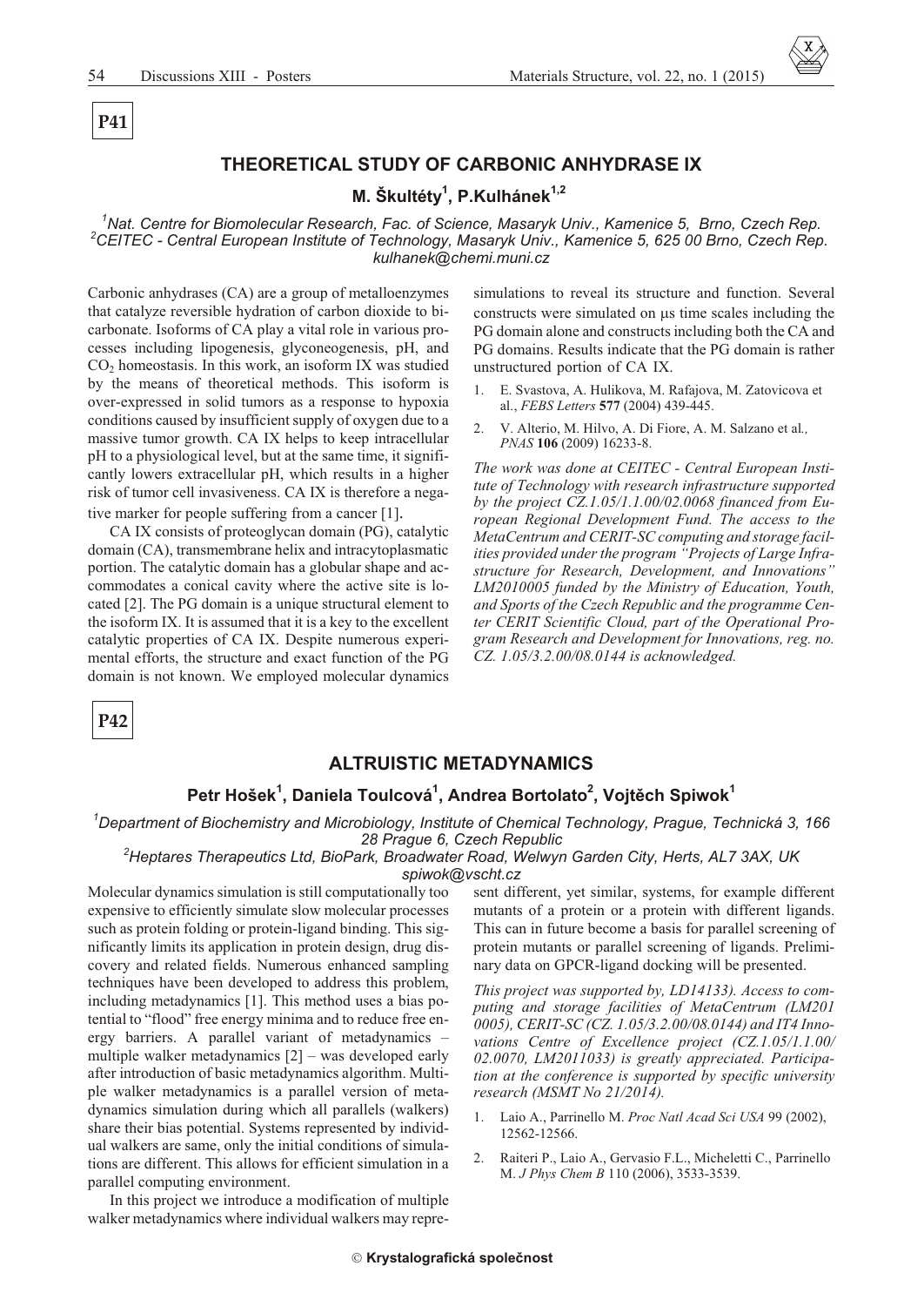**P41**

## THEORETICAL STUDY OF CARBONIC ANHYDRASE IX

**M. Škultéty[1], P.Kulhánek[1,2]**

*[1]Nat. Centre for Biomolecular Research, Fac. of Science, Masaryk Univ., Kamenice 5, Brno, Czech Rep.*
*[2]CEITEC - Central European Institute of Technology, Masaryk Univ., Kamenice 5, 625 00 Brno, Czech Rep.*
*kulhanek@chemi.muni.cz*

Carbonic anhydrases (CA) are a group of metalloenzymes that catalyze reversible hydration of carbon dioxide to bicarbonate. Isoforms of CA play a vital role in various processes including lipogenesis, glyconeogenesis, pH, and $CO_2$ homeostasis. In this work, an isoform IX was studied by the means of theoretical methods. This isoform is over-expressed in solid tumors as a response to hypoxia conditions caused by insufficient supply of oxygen due to a massive tumor growth. CA IX helps to keep intracellular pH to a physiological level, but at the same time, it significantly lowers extracellular pH, which results in a higher risk of tumor cell invasiveness. CA IX is therefore a negative marker for people suffering from a cancer [1].

CA IX consists of proteoglycan domain (PG), catalytic domain (CA), transmembrane helix and intracytoplasmatic portion. The catalytic domain has a globular shape and accommodates a conical cavity where the active site is located [2]. The PG domain is a unique structural element to the isoform IX. It is assumed that it is a key to the excellent catalytic properties of CA IX. Despite numerous experimental efforts, the structure and exact function of the PG domain is not known. We employed molecular dynamics simulations to reveal its structure and function. Several constructs were simulated on μs time scales including the PG domain alone and constructs including both the CA and PG domains. Results indicate that the PG domain is rather unstructured portion of CA IX.

1. E. Svastova, A. Hulikova, M. Rafajova, M. Zatovicova et al., *FEBS Letters* **577** (2004) 439-445.
2. V. Alterio, M. Hilvo, A. Di Fiore, A. M. Salzano et al*., PNAS* **106** (2009) 16233-8.

*The work was done at CEITEC - Central European Institute of Technology with research infrastructure supported by the project CZ.1.05/1.1.00/02.0068 financed from European Regional Development Fund. The access to the MetaCentrum and CERIT-SC computing and storage facilities provided under the program "Projects of Large Infrastructure for Research, Development, and Innovations" LM2010005 funded by the Ministry of Education, Youth, and Sports of the Czech Republic and the programme Center CERIT Scientific Cloud, part of the Operational Program Research and Development for Innovations, reg. no. CZ. 1.05/3.2.00/08.0144 is acknowledged.*

**P42**

## ALTRUISTIC METADYNAMICS

**Petr Hošek[1], Daniela Toulcová[1], Andrea Bortolato[2], Vojtěch Spiwok[1]**

*[1]Department of Biochemistry and Microbiology, Institute of Chemical Technology, Prague, Technická 3, 166 28 Prague 6, Czech Republic*
*[2]Heptares Therapeutics Ltd, BioPark, Broadwater Road, Welwyn Garden City, Herts, AL7 3AX, UK*
*spiwok@vscht.cz*

Molecular dynamics simulation is still computationally too expensive to efficiently simulate slow molecular processes such as protein folding or protein-ligand binding. This significantly limits its application in protein design, drug discovery and related fields. Numerous enhanced sampling techniques have been developed to address this problem, including metadynamics [1]. This method uses a bias potential to "flood" free energy minima and to reduce free energy barriers. A parallel variant of metadynamics – multiple walker metadynamics [2] – was developed early after introduction of basic metadynamics algorithm. Multiple walker metadynamics is a parallel version of metadynamics simulation during which all parallels (walkers) share their bias potential. Systems represented by individual walkers are same, only the initial conditions of simulations are different. This allows for efficient simulation in a parallel computing environment.

In this project we introduce a modification of multiple walker metadynamics where individual walkers may represent different, yet similar, systems, for example different mutants of a protein or a protein with different ligands. This can in future become a basis for parallel screening of protein mutants or parallel screening of ligands. Preliminary data on GPCR-ligand docking will be presented.

*This project was supported by, LD14133). Access to computing and storage facilities of MetaCentrum (LM201 0005), CERIT-SC (CZ. 1.05/3.2.00/08.0144) and IT4 Innovations Centre of Excellence project (CZ.1.05/1.1.00/ 02.0070, LM2011033) is greatly appreciated. Participation at the conference is supported by specific university research (MSMT No 21/2014).*

1. Laio A., Parrinello M. *Proc Natl Acad Sci USA* 99 (2002), 12562-12566.
2. Raiteri P., Laio A., Gervasio F.L., Micheletti C., Parrinello M. *J Phys Chem B* 110 (2006), 3533-3539.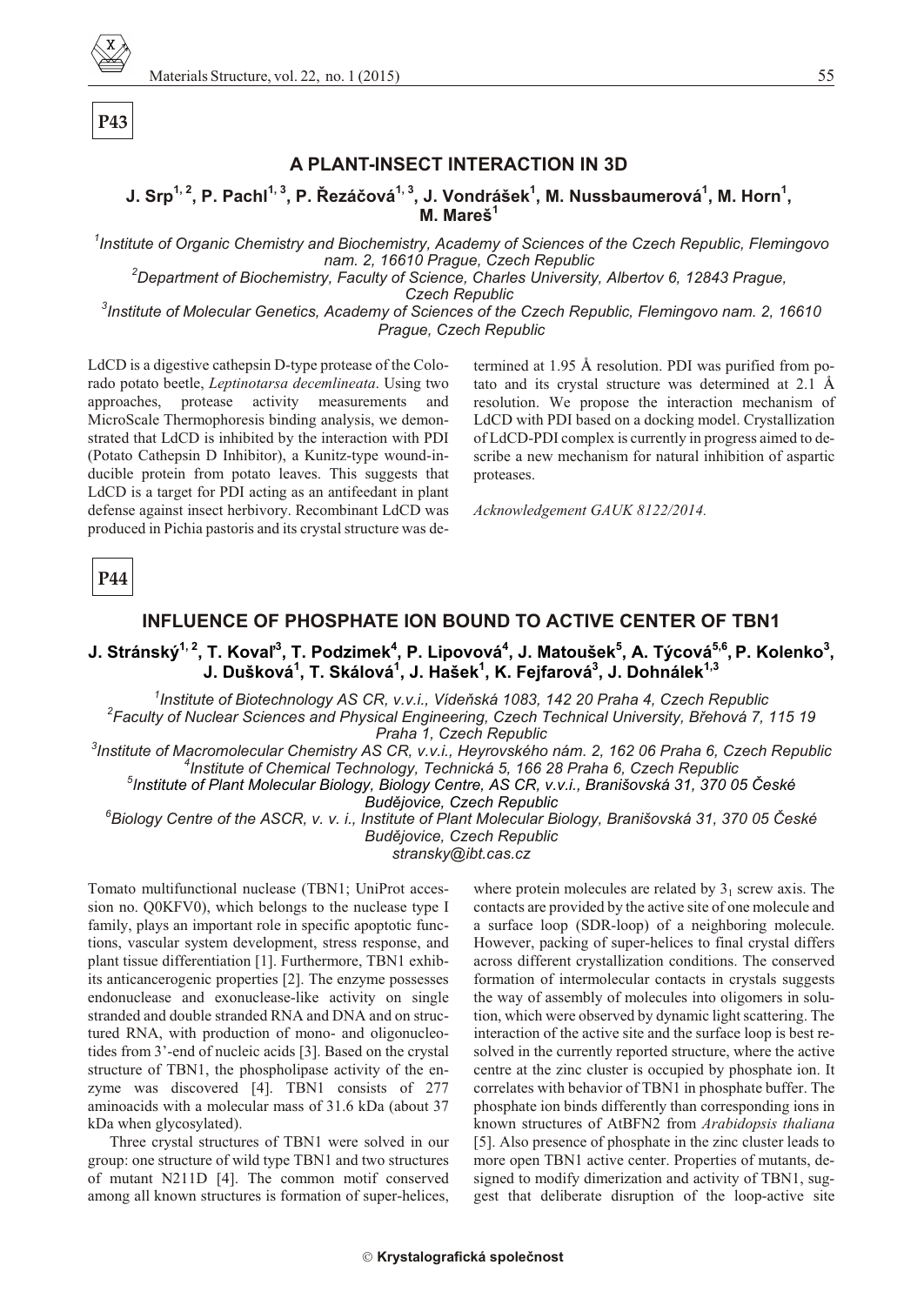**P43**

## A PLANT-INSECT INTERACTION IN 3D

**J. Srp[1,2], P. Pachl[1,3], P. Řezáčová[1,3], J. Vondrášek[1], M. Nussbaumerová[1], M. Horn[1], M. Mareš[1]**

[1]*Institute of Organic Chemistry and Biochemistry, Academy of Sciences of the Czech Republic, Flemingovo nam. 2, 16610 Prague, Czech Republic*
[2]*Department of Biochemistry, Faculty of Science, Charles University, Albertov 6, 12843 Prague, Czech Republic*
[3]*Institute of Molecular Genetics, Academy of Sciences of the Czech Republic, Flemingovo nam. 2, 16610 Prague, Czech Republic*

LdCD is a digestive cathepsin D-type protease of the Colorado potato beetle, *Leptinotarsa decemlineata*. Using two approaches, protease activity measurements and MicroScale Thermophoresis binding analysis, we demonstrated that LdCD is inhibited by the interaction with PDI (Potato Cathepsin D Inhibitor), a Kunitz-type wound-inducible protein from potato leaves. This suggests that LdCD is a target for PDI acting as an antifeedant in plant defense against insect herbivory. Recombinant LdCD was produced in Pichia pastoris and its crystal structure was determined at 1.95 Å resolution. PDI was purified from potato and its crystal structure was determined at 2.1 Å resolution. We propose the interaction mechanism of LdCD with PDI based on a docking model. Crystallization of LdCD-PDI complex is currently in progress aimed to describe a new mechanism for natural inhibition of aspartic proteases.

*Acknowledgement GAUK 8122/2014.*

**P44**

## INFLUENCE OF PHOSPHATE ION BOUND TO ACTIVE CENTER OF TBN1

**J. Stránský[1,2], T. Koval[3], T. Podzimek[4], P. Lipovová[4], J. Matoušek[5], A. Týcová[5,6], P. Kolenko[3], J. Dušková[1], T. Skálová[1], J. Hašek[1], K. Fejfarová[3], J. Dohnálek[1,3]**

[1]*Institute of Biotechnology AS CR, v.v.i., Vídeňská 1083, 142 20 Praha 4, Czech Republic*
[2]*Faculty of Nuclear Sciences and Physical Engineering, Czech Technical University, Břehová 7, 115 19 Praha 1, Czech Republic*
[3]*Institute of Macromolecular Chemistry AS CR, v.v.i., Heyrovského nám. 2, 162 06 Praha 6, Czech Republic*
[4]*Institute of Chemical Technology, Technická 5, 166 28 Praha 6, Czech Republic*
[5]*Institute of Plant Molecular Biology, Biology Centre, AS CR, v.v.i., Branišovská 31, 370 05 České Budějovice, Czech Republic*
[6]*Biology Centre of the ASCR, v. v. i., Institute of Plant Molecular Biology, Branišovská 31, 370 05 České Budějovice, Czech Republic*
*stransky@ibt.cas.cz*

Tomato multifunctional nuclease (TBN1; UniProt accession no. Q0KFV0), which belongs to the nuclease type I family, plays an important role in specific apoptotic functions, vascular system development, stress response, and plant tissue differentiation [1]. Furthermore, TBN1 exhibits anticancerogenic properties [2]. The enzyme possesses endonuclease and exonuclease-like activity on single stranded and double stranded RNA and DNA and on structured RNA, with production of mono- and oligonucleotides from 3'-end of nucleic acids [3]. Based on the crystal structure of TBN1, the phospholipase activity of the enzyme was discovered [4]. TBN1 consists of 277 aminoacids with a molecular mass of 31.6 kDa (about 37 kDa when glycosylated).

Three crystal structures of TBN1 were solved in our group: one structure of wild type TBN1 and two structures of mutant N211D [4]. The common motif conserved among all known structures is formation of super-helices, where protein molecules are related by $3_1$ screw axis. The contacts are provided by the active site of one molecule and a surface loop (SDR-loop) of a neighboring molecule. However, packing of super-helices to final crystal differs across different crystallization conditions. The conserved formation of intermolecular contacts in crystals suggests the way of assembly of molecules into oligomers in solution, which were observed by dynamic light scattering. The interaction of the active site and the surface loop is best resolved in the currently reported structure, where the active centre at the zinc cluster is occupied by phosphate ion. It correlates with behavior of TBN1 in phosphate buffer. The phosphate ion binds differently than corresponding ions in known structures of AtBFN2 from *Arabidopsis thaliana* [5]. Also presence of phosphate in the zinc cluster leads to more open TBN1 active center. Properties of mutants, designed to modify dimerization and activity of TBN1, suggest that deliberate disruption of the loop-active site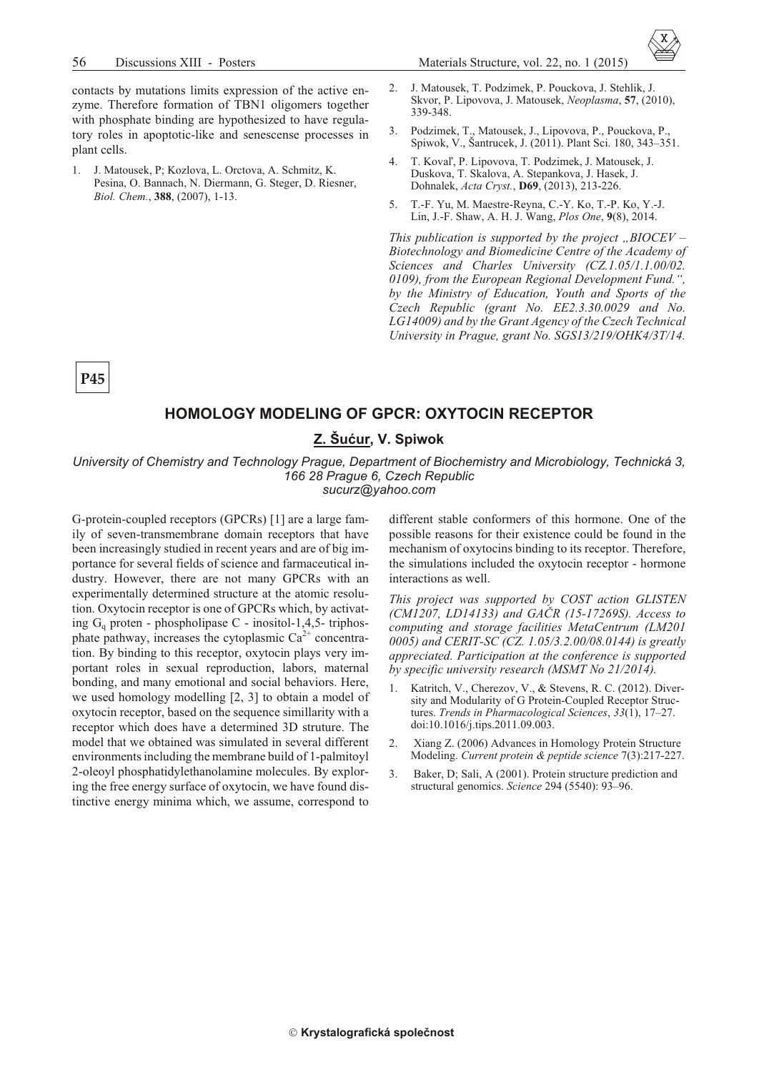contacts by mutations limits expression of the active enzyme. Therefore formation of TBN1 oligomers together with phosphate binding are hypothesized to have regulatory roles in apoptotic-like and senescense processes in plant cells.

1. J. Matousek, P; Kozlova, L. Orctova, A. Schmitz, K. Pesina, O. Bannach, N. Diermann, G. Steger, D. Riesner, *Biol. Chem.*, **388**, (2007), 1-13.
2. J. Matousek, T. Podzimek, P. Pouckova, J. Stehlik, J. Skvor, P. Lipovova, J. Matousek, *Neoplasma*, **57**, (2010), 339-348.
3. Podzimek, T., Matousek, J., Lipovova, P., Pouckova, P., Spiwok, V., Šantrucek, J. (2011). Plant Sci. 180, 343–351.
4. T. Kovaľ, P. Lipovova, T. Podzimek, J. Matousek, J. Duskova, T. Skalova, A. Stepankova, J. Hasek, J. Dohnalek, *Acta Cryst.*, **D69**, (2013), 213-226.
5. T.-F. Yu, M. Maestre-Reyna, C.-Y. Ko, T.-P. Ko, Y.-J. Lin, J.-F. Shaw, A. H. J. Wang, *Plos One*, **9**(8), 2014.

*This publication is supported by the project „BIOCEV – Biotechnology and Biomedicine Centre of the Academy of Sciences and Charles University (CZ.1.05/1.1.00/02. 0109), from the European Regional Development Fund.“, by the Ministry of Education, Youth and Sports of the Czech Republic (grant No. EE2.3.30.0029 and No. LG14009) and by the Grant Agency of the Czech Technical University in Prague, grant No. SGS13/219/OHK4/3T/14.*

**P45**

## HOMOLOGY MODELING OF GPCR: OXYTOCIN RECEPTOR

**Z. Šućur, V. Spiwok**

*University of Chemistry and Technology Prague, Department of Biochemistry and Microbiology, Technická 3, 166 28 Prague 6, Czech Republic*
*sucurz@yahoo.com*

G-protein-coupled receptors (GPCRs) [1] are a large family of seven-transmembrane domain receptors that have been increasingly studied in recent years and are of big importance for several fields of science and farmaceutical industry. However, there are not many GPCRs with an experimentally determined structure at the atomic resolution. Oxytocin receptor is one of GPCRs which, by activating $G_q$ proten - phospholipase C - inositol-1,4,5- triphosphate pathway, increases the cytoplasmic $Ca^{2+}$ concentration. By binding to this receptor, oxytocin plays very important roles in sexual reproduction, labors, maternal bonding, and many emotional and social behaviors. Here, we used homology modelling [2, 3] to obtain a model of oxytocin receptor, based on the sequence simillarity with a receptor which does have a determined 3D struture. The model that we obtained was simulated in several different environments including the membrane build of 1-palmitoyl 2-oleoyl phosphatidylethanolamine molecules. By exploring the free energy surface of oxytocin, we have found distinctive energy minima which, we assume, correspond to different stable conformers of this hormone. One of the possible reasons for their existence could be found in the mechanism of oxytocins binding to its receptor. Therefore, the simulations included the oxytocin receptor - hormone interactions as well.

*This project was supported by COST action GLISTEN (CM1207, LD14133) and GAČR (15-17269S). Access to computing and storage facilities MetaCentrum (LM201 0005) and CERIT-SC (CZ. 1.05/3.2.00/08.0144) is greatly appreciated. Participation at the conference is supported by specific university research (MSMT No 21/2014).*

1. Katritch, V., Cherezov, V., & Stevens, R. C. (2012). Diversity and Modularity of G Protein-Coupled Receptor Structures. *Trends in Pharmacological Sciences*, *33*(1), 17–27. doi:10.1016/j.tips.2011.09.003.
2. Xiang Z. (2006) Advances in Homology Protein Structure Modeling. *Current protein & peptide science* 7(3):217-227.
3. Baker, D; Sali, A (2001). Protein structure prediction and structural genomics. *Science* 294 (5540): 93–96.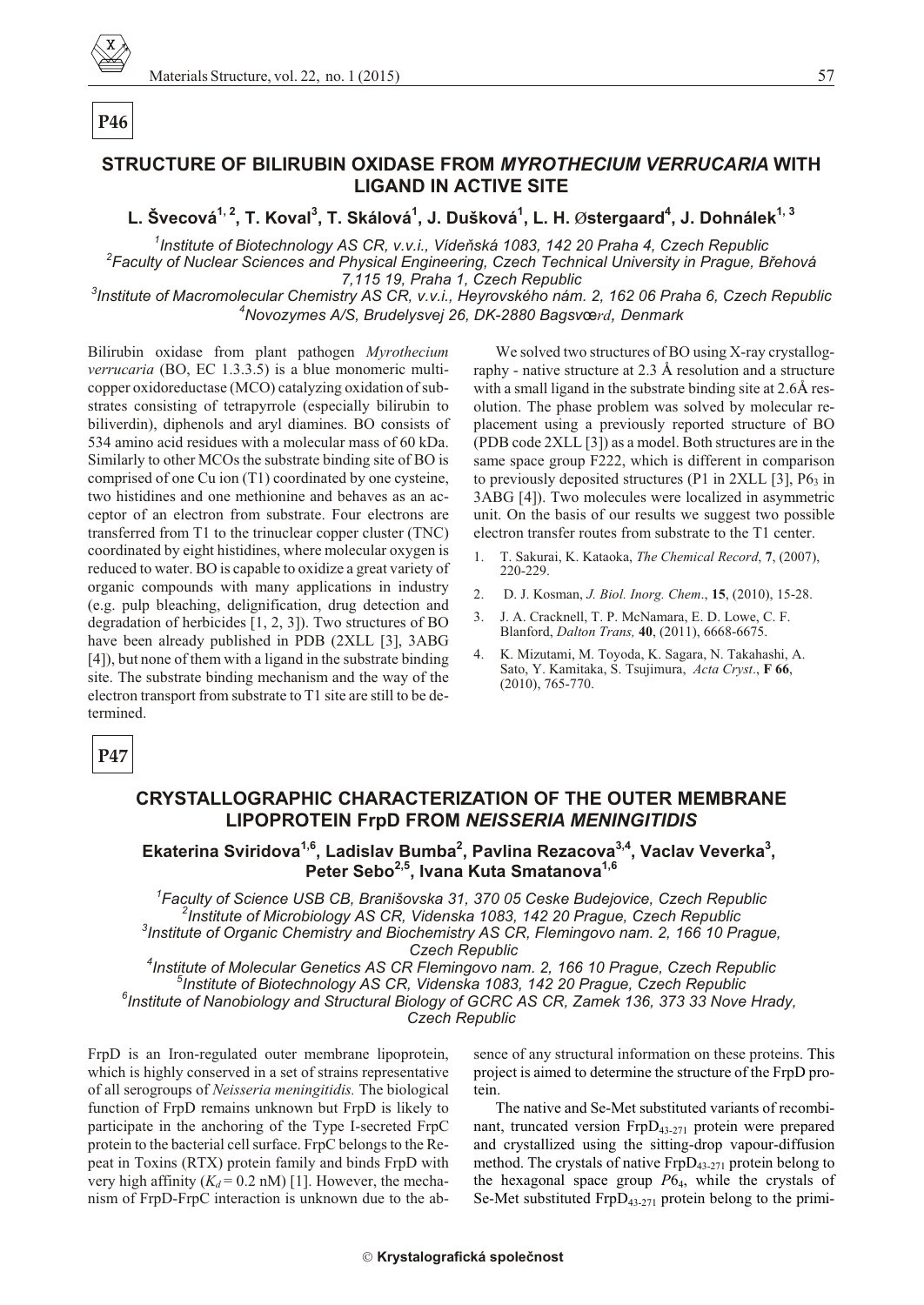**P46**

## STRUCTURE OF BILIRUBIN OXIDASE FROM *MYROTHECIUM VERRUCARIA* WITH LIGAND IN ACTIVE SITE

**L. Švecová[1, 2], T. Koval[3], T. Skálová[1], J. Dušková[1], L. H. Østergaard[4], J. Dohnálek[1, 3]**

*[1]Institute of Biotechnology AS CR, v.v.i., Vídeňská 1083, 142 20 Praha 4, Czech Republic*
*[2]Faculty of Nuclear Sciences and Physical Engineering, Czech Technical University in Prague, Břehová 7,115 19, Praha 1, Czech Republic*
*[3]Institute of Macromolecular Chemistry AS CR, v.v.i., Heyrovského nám. 2, 162 06 Praha 6, Czech Republic*
*[4]Novozymes A/S, Brudelysvej 26, DK-2880 Bagsværd, Denmark*

Bilirubin oxidase from plant pathogen *Myrothecium verrucaria* (BO, EC 1.3.3.5) is a blue monomeric multicopper oxidoreductase (MCO) catalyzing oxidation of substrates consisting of tetrapyrrole (especially bilirubin to biliverdin), diphenols and aryl diamines. BO consists of 534 amino acid residues with a molecular mass of 60 kDa. Similarly to other MCOs the substrate binding site of BO is comprised of one Cu ion (T1) coordinated by one cysteine, two histidines and one methionine and behaves as an acceptor of an electron from substrate. Four electrons are transferred from T1 to the trinuclear copper cluster (TNC) coordinated by eight histidines, where molecular oxygen is reduced to water. BO is capable to oxidize a great variety of organic compounds with many applications in industry (e.g. pulp bleaching, delignification, drug detection and degradation of herbicides [1, 2, 3]). Two structures of BO have been already published in PDB (2XLL [3], 3ABG [4]), but none of them with a ligand in the substrate binding site. The substrate binding mechanism and the way of the electron transport from substrate to T1 site are still to be determined.

We solved two structures of BO using X-ray crystallography - native structure at 2.3 Å resolution and a structure with a small ligand in the substrate binding site at 2.6Å resolution. The phase problem was solved by molecular replacement using a previously reported structure of BO (PDB code 2XLL [3]) as a model. Both structures are in the same space group F222, which is different in comparison to previously deposited structures (P1 in 2XLL [3], $P6_3$ in 3ABG [4]). Two molecules were localized in asymmetric unit. On the basis of our results we suggest two possible electron transfer routes from substrate to the T1 center.

1. T. Sakurai, K. Kataoka, *The Chemical Record*, **7**, (2007), 220-229.
2. D. J. Kosman, *J. Biol. Inorg. Chem*., **15**, (2010), 15-28.
3. J. A. Cracknell, T. P. McNamara, E. D. Lowe, C. F. Blanford, *Dalton Trans,* **40**, (2011), 6668-6675.
4. K. Mizutami, M. Toyoda, K. Sagara, N. Takahashi, A. Sato, Y. Kamitaka, S. Tsujimura, *Acta Cryst*., **F 66**, (2010), 765-770.

**P47**

## CRYSTALLOGRAPHIC CHARACTERIZATION OF THE OUTER MEMBRANE LIPOPROTEIN FrpD FROM *NEISSERIA MENINGITIDIS*

**Ekaterina Sviridova[1,6], Ladislav Bumba[2], Pavlina Rezacova[3,4], Vaclav Veverka[3], Peter Sebo[2,5], Ivana Kuta Smatanova[1,6]**

*[1]Faculty of Science USB CB, Branišovska 31, 370 05 Ceske Budejovice, Czech Republic*
*[2]Institute of Microbiology AS CR, Videnska 1083, 142 20 Prague, Czech Republic*
*[3]Institute of Organic Chemistry and Biochemistry AS CR, Flemingovo nam. 2, 166 10 Prague, Czech Republic*
*[4]Institute of Molecular Genetics AS CR Flemingovo nam. 2, 166 10 Prague, Czech Republic*
*[5]Institute of Biotechnology AS CR, Videnska 1083, 142 20 Prague, Czech Republic*
*[6]Institute of Nanobiology and Structural Biology of GCRC AS CR, Zamek 136, 373 33 Nove Hrady, Czech Republic*

FrpD is an Iron-regulated outer membrane lipoprotein, which is highly conserved in a set of strains representative of all serogroups of *Neisseria meningitidis.* The biological function of FrpD remains unknown but FrpD is likely to participate in the anchoring of the Type I-secreted FrpC protein to the bacterial cell surface. FrpC belongs to the Repeat in Toxins (RTX) protein family and binds FrpD with very high affinity ($K_d$ = 0.2 nM) [1]. However, the mechanism of FrpD-FrpC interaction is unknown due to the absence of any structural information on these proteins. This project is aimed to determine the structure of the FrpD protein.

The native and Se-Met substituted variants of recombinant, truncated version $FrpD_{43\text{-}271}$ protein were prepared and crystallized using the sitting-drop vapour-diffusion method. The crystals of native $FrpD_{43\text{-}271}$ protein belong to the hexagonal space group $P6_4$, while the crystals of Se-Met substituted $FrpD_{43\text{-}271}$ protein belong to the primi-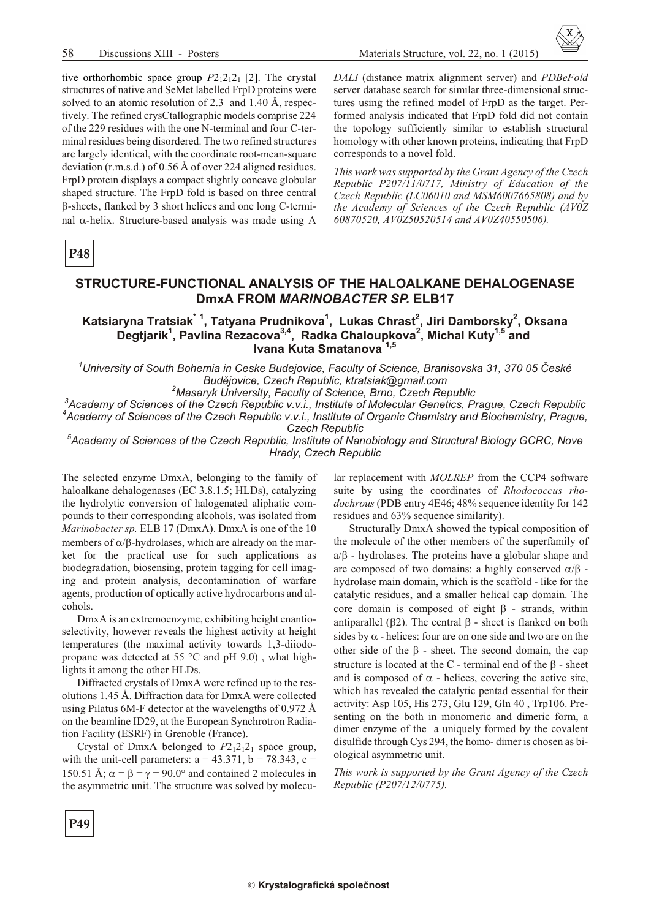tive orthorhombic space group $P2_12_12_1$ [2]. The crystal structures of native and SeMet labelled FrpD proteins were solved to an atomic resolution of 2.3 and 1.40 Å, respectively. The refined crysCtallographic models comprise 224 of the 229 residues with the one N-terminal and four C-terminal residues being disordered. The two refined structures are largely identical, with the coordinate root-mean-square deviation (r.m.s.d.) of 0.56 Å of over 224 aligned residues. FrpD protein displays a compact slightly concave globular shaped structure. The FrpD fold is based on three central β-sheets, flanked by 3 short helices and one long C-terminal α-helix. Structure-based analysis was made using A *DALI* (distance matrix alignment server) and *PDBeFold* server database search for similar three-dimensional structures using the refined model of FrpD as the target. Performed analysis indicated that FrpD fold did not contain the topology sufficiently similar to establish structural homology with other known proteins, indicating that FrpD corresponds to a novel fold.

*This work was supported by the Grant Agency of the Czech Republic P207/11/0717, Ministry of Education of the Czech Republic (LC06010 and MSM6007665808) and by the Academy of Sciences of the Czech Republic (AV0Z 60870520, AV0Z50520514 and AV0Z40550506).*

**P48**

## STRUCTURE-FUNCTIONAL ANALYSIS OF THE HALOALKANE DEHALOGENASE DmxA FROM *MARINOBACTER SP.* ELB17

**Katsiaryna Tratsiak[*,1], Tatyana Prudnikova[1], Lukas Chrast[2], Jiri Damborsky[2], Oksana Degtjarik[1], Pavlina Rezacova[3,4], Radka Chaloupkova[2], Michal Kuty[1,5] and Ivana Kuta Smatanova[1,5]**

*[1]University of South Bohemia in Ceske Budejovice, Faculty of Science, Branisovska 31, 370 05 České Budějovice, Czech Republic, ktratsiak@gmail.com*
*[2]Masaryk University, Faculty of Science, Brno, Czech Republic*
*[3]Academy of Sciences of the Czech Republic v.v.i., Institute of Molecular Genetics, Prague, Czech Republic*
*[4]Academy of Sciences of the Czech Republic v.v.i., Institute of Organic Chemistry and Biochemistry, Prague, Czech Republic*
*[5]Academy of Sciences of the Czech Republic, Institute of Nanobiology and Structural Biology GCRC, Nove Hrady, Czech Republic*

The selected enzyme DmxA, belonging to the family of haloalkane dehalogenases (EC 3.8.1.5; HLDs), catalyzing the hydrolytic conversion of halogenated aliphatic compounds to their corresponding alcohols, was isolated from *Marinobacter sp.* ELB 17 (DmxA). DmxA is one of the 10 members of α/β-hydrolases, which are already on the market for the practical use for such applications as biodegradation, biosensing, protein tagging for cell imaging and protein analysis, decontamination of warfare agents, production of optically active hydrocarbons and alcohols.

DmxA is an extremoenzyme, exhibiting height enantioselectivity, however reveals the highest activity at height temperatures (the maximal activity towards 1,3-diiodopropane was detected at 55 °C and pH 9.0) , what highlights it among the other HLDs.

Diffracted crystals of DmxA were refined up to the resolutions 1.45 Å. Diffraction data for DmxA were collected using Pilatus 6M-F detector at the wavelengths of 0.972 Å on the beamline ID29, at the European Synchrotron Radiation Facility (ESRF) in Grenoble (France).

Crystal of DmxA belonged to $P2_12_12_1$ space group, with the unit-cell parameters: a = 43.371, b = 78.343, c = 150.51 Å; α = β = γ = 90.0° and contained 2 molecules in the asymmetric unit. The structure was solved by molecular replacement with *MOLREP* from the CCP4 software suite by using the coordinates of *Rhodococcus rhodochrous* (PDB entry 4E46; 48% sequence identity for 142 residues and 63% sequence similarity).

Structurally DmxA showed the typical composition of the molecule of the other members of the superfamily of a/β - hydrolases. The proteins have a globular shape and are composed of two domains: a highly conserved α/β - hydrolase main domain, which is the scaffold - like for the catalytic residues, and a smaller helical cap domain. The core domain is composed of eight β - strands, within antiparallel (β2). The central β - sheet is flanked on both sides by α - helices: four are on one side and two are on the other side of the β - sheet. The second domain, the cap structure is located at the C - terminal end of the β - sheet and is composed of α - helices, covering the active site, which has revealed the catalytic pentad essential for their activity: Asp 105, His 273, Glu 129, Gln 40 , Trp106. Presenting on the both in monomeric and dimeric form, a dimer enzyme of the a uniquely formed by the covalent disulfide through Cys 294, the homo- dimer is chosen as biological asymmetric unit.

*This work is supported by the Grant Agency of the Czech Republic (P207/12/0775).*

**P49**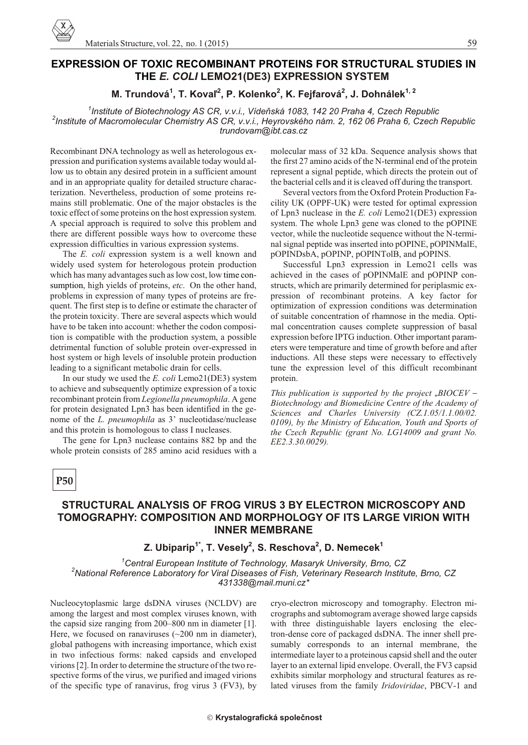## EXPRESSION OF TOXIC RECOMBINANT PROTEINS FOR STRUCTURAL STUDIES IN THE *E. COLI* LEMO21(DE3) EXPRESSION SYSTEM

**M. Trundová[1], T. Koval'[2], P. Kolenko[2], K. Fejfarová[2], J. Dohnálek[1,2]**

[1]*Institute of Biotechnology AS CR, v.v.i., Vídeňská 1083, 142 20 Praha 4, Czech Republic*
[2]*Institute of Macromolecular Chemistry AS CR, v.v.i., Heyrovského nám. 2, 162 06 Praha 6, Czech Republic*
*trundovam@ibt.cas.cz*

Recombinant DNA technology as well as heterologous expression and purification systems available today would allow us to obtain any desired protein in a sufficient amount and in an appropriate quality for detailed structure characterization. Nevertheless, production of some proteins remains still problematic. One of the major obstacles is the toxic effect of some proteins on the host expression system. A special approach is required to solve this problem and there are different possible ways how to overcome these expression difficulties in various expression systems.

The *E. coli* expression system is a well known and widely used system for heterologous protein production which has many advantages such as low cost, low time consumption, high yields of proteins, *etc*. On the other hand, problems in expression of many types of proteins are frequent. The first step is to define or estimate the character of the protein toxicity. There are several aspects which would have to be taken into account: whether the codon composition is compatible with the production system, a possible detrimental function of soluble protein over-expressed in host system or high levels of insoluble protein production leading to a significant metabolic drain for cells.

In our study we used the *E. coli* Lemo21(DE3) system to achieve and subsequently optimize expression of a toxic recombinant protein from *Legionella pneumophila*. A gene for protein designated Lpn3 has been identified in the genome of the *L. pneumophila* as 3' nucleotidase/nuclease and this protein is homologous to class I nucleases.

The gene for Lpn3 nuclease contains 882 bp and the whole protein consists of 285 amino acid residues with a molecular mass of 32 kDa. Sequence analysis shows that the first 27 amino acids of the N-terminal end of the protein represent a signal peptide, which directs the protein out of the bacterial cells and it is cleaved off during the transport.

Several vectors from the Oxford Protein Production Facility UK (OPPF-UK) were tested for optimal expression of Lpn3 nuclease in the *E. coli* Lemo21(DE3) expression system. The whole Lpn3 gene was cloned to the pOPINE vector, while the nucleotide sequence without the N-terminal signal peptide was inserted into pOPINE, pOPINMalE, pOPINDsbA, pOPINP, pOPINTolB, and pOPINS.

Successful Lpn3 expression in Lemo21 cells was achieved in the cases of pOPINMalE and pOPINP constructs, which are primarily determined for periplasmic expression of recombinant proteins. A key factor for optimization of expression conditions was determination of suitable concentration of rhamnose in the media. Optimal concentration causes complete suppression of basal expression before IPTG induction. Other important parameters were temperature and time of growth before and after inductions. All these steps were necessary to effectively tune the expression level of this difficult recombinant protein.

*This publication is supported by the project „BIOCEV – Biotechnology and Biomedicine Centre of the Academy of Sciences and Charles University (CZ.1.05/1.1.00/02.0109), by the Ministry of Education, Youth and Sports of the Czech Republic (grant No. LG14009 and grant No. EE2.3.30.0029).*

**P50**

## STRUCTURAL ANALYSIS OF FROG VIRUS 3 BY ELECTRON MICROSCOPY AND TOMOGRAPHY: COMPOSITION AND MORPHOLOGY OF ITS LARGE VIRION WITH INNER MEMBRANE

**Z. Ubiparip[1*], T. Vesely[2], S. Reschova[2], D. Nemecek[1]**

[1]*Central European Institute of Technology, Masaryk University, Brno, CZ*
[2]*National Reference Laboratory for Viral Diseases of Fish, Veterinary Research Institute, Brno, CZ*
*431338@mail.muni.cz**

Nucleocytoplasmic large dsDNA viruses (NCLDV) are among the largest and most complex viruses known, with the capsid size ranging from 200–800 nm in diameter [1]. Here, we focused on ranaviruses (~200 nm in diameter), global pathogens with increasing importance, which exist in two infectious forms: naked capsids and enveloped virions [2]. In order to determine the structure of the two respective forms of the virus, we purified and imaged virions of the specific type of ranavirus, frog virus 3 (FV3), by cryo-electron microscopy and tomography. Electron micrographs and subtomogram average showed large capsids with three distinguishable layers enclosing the electron-dense core of packaged dsDNA. The inner shell presumably corresponds to an internal membrane, the intermediate layer to a proteinous capsid shell and the outer layer to an external lipid envelope. Overall, the FV3 capsid exhibits similar morphology and structural features as related viruses from the family *Iridoviridae*, PBCV-1 and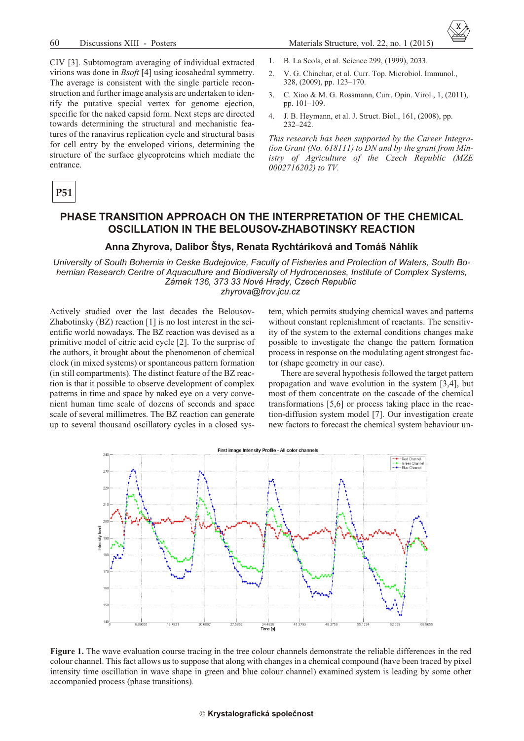CIV [3]. Subtomogram averaging of individual extracted virions was done in *Bsoft* [4] using icosahedral symmetry. The average is consistent with the single particle reconstruction and further image analysis are undertaken to identify the putative special vertex for genome ejection, specific for the naked capsid form. Next steps are directed towards determining the structural and mechanistic features of the ranavirus replication cycle and structural basis for cell entry by the enveloped virions, determining the structure of the surface glycoproteins which mediate the entrance.

1. B. La Scola, et al. Science 299, (1999), 2033.
2. V. G. Chinchar, et al. Curr. Top. Microbiol. Immunol., 328, (2009), pp. 123–170.
3. C. Xiao & M. G. Rossmann, Curr. Opin. Virol., 1, (2011), pp. 101–109.
4. J. B. Heymann, et al. J. Struct. Biol., 161, (2008), pp. 232–242.

*This research has been supported by the Career Integration Grant (No. 618111) to DN and by the grant from Ministry of Agriculture of the Czech Republic (MZE 0002716202) to TV.*

**P51**

## PHASE TRANSITION APPROACH ON THE INTERPRETATION OF THE CHEMICAL OSCILLATION IN THE BELOUSOV-ZHABOTINSKY REACTION

**Anna Zhyrova, Dalibor Štys, Renata Rychtáriková and Tomáš Náhlík**

*University of South Bohemia in Ceske Budejovice, Faculty of Fisheries and Protection of Waters, South Bohemian Research Centre of Aquaculture and Biodiversity of Hydrocenoses, Institute of Complex Systems, Zámek 136, 373 33 Nové Hrady, Czech Republic*
*zhyrova@frov.jcu.cz*

Actively studied over the last decades the Belousov-Zhabotinsky (BZ) reaction [1] is no lost interest in the scientific world nowadays. The BZ reaction was devised as a primitive model of citric acid cycle [2]. To the surprise of the authors, it brought about the phenomenon of chemical clock (in mixed systems) or spontaneous pattern formation (in still compartments). The distinct feature of the BZ reaction is that it possible to observe development of complex patterns in time and space by naked eye on a very convenient human time scale of dozens of seconds and space scale of several millimetres. The BZ reaction can generate up to several thousand oscillatory cycles in a closed system, which permits studying chemical waves and patterns without constant replenishment of reactants. The sensitivity of the system to the external conditions changes make possible to investigate the change the pattern formation process in response on the modulating agent strongest factor (shape geometry in our case).

There are several hypothesis followed the target pattern propagation and wave evolution in the system [3,4], but most of them concentrate on the cascade of the chemical transformations [5,6] or process taking place in the reaction-diffusion system model [7]. Our investigation create new factors to forecast the chemical system behaviour un-

**Figure 1.** The wave evaluation course tracing in the tree colour channels demonstrate the reliable differences in the red colour channel. This fact allows us to suppose that along with changes in a chemical compound (have been traced by pixel intensity time oscillation in wave shape in green and blue colour channel) examined system is leading by some other accompanied process (phase transitions).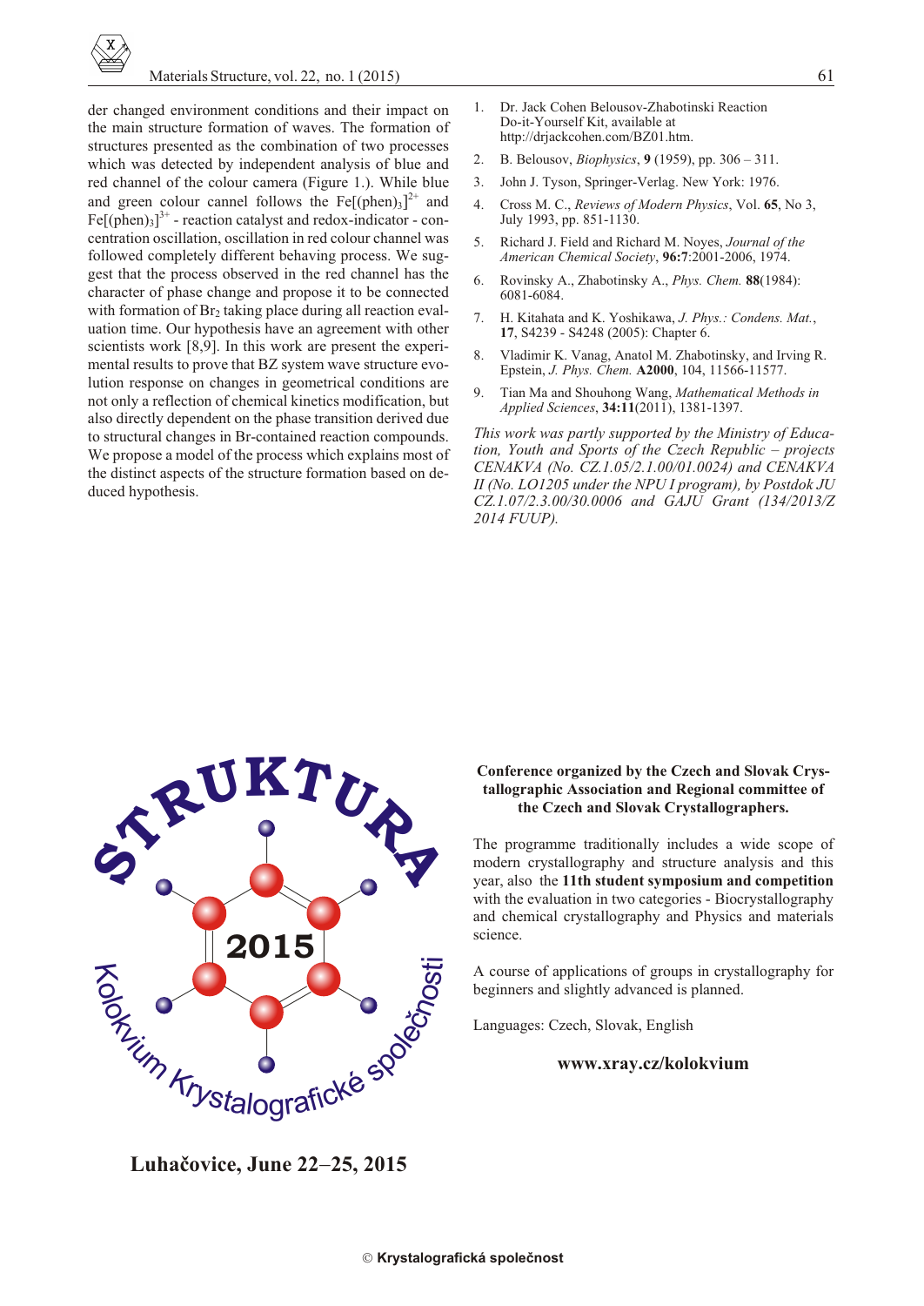der changed environment conditions and their impact on the main structure formation of waves. The formation of structures presented as the combination of two processes which was detected by independent analysis of blue and red channel of the colour camera (Figure 1.). While blue and green colour cannel follows the $Fe[(phen)_3]^{2+}$ and $Fe[(phen)_3]^{3+}$ - reaction catalyst and redox-indicator - concentration oscillation, oscillation in red colour channel was followed completely different behaving process. We suggest that the process observed in the red channel has the character of phase change and propose it to be connected with formation of $Br_2$ taking place during all reaction evaluation time. Our hypothesis have an agreement with other scientists work [8,9]. In this work are present the experimental results to prove that BZ system wave structure evolution response on changes in geometrical conditions are not only a reflection of chemical kinetics modification, but also directly dependent on the phase transition derived due to structural changes in Br-contained reaction compounds. We propose a model of the process which explains most of the distinct aspects of the structure formation based on deduced hypothesis.

1. Dr. Jack Cohen Belousov-Zhabotinski Reaction Do-it-Yourself Kit, available at http://drjackcohen.com/BZ01.htm.
2. B. Belousov, *Biophysics*, **9** (1959), pp. 306 – 311.
3. John J. Tyson, Springer-Verlag. New York: 1976.
4. Cross M. C., *Reviews of Modern Physics*, Vol. **65**, No 3, July 1993, pp. 851-1130.
5. Richard J. Field and Richard M. Noyes, *Journal of the American Chemical Society*, **96:7**:2001-2006, 1974.
6. Rovinsky A., Zhabotinsky A., *Phys. Chem.* **88**(1984): 6081-6084.
7. H. Kitahata and K. Yoshikawa, *J. Phys.: Condens. Mat.*, **17**, S4239 - S4248 (2005): Chapter 6.
8. Vladimir K. Vanag, Anatol M. Zhabotinsky, and Irving R. Epstein, *J. Phys. Chem.* **A2000**, 104, 11566-11577.
9. Tian Ma and Shouhong Wang, *Mathematical Methods in Applied Sciences*, **34:11**(2011), 1381-1397.

*This work was partly supported by the Ministry of Education, Youth and Sports of the Czech Republic – projects CENAKVA (No. CZ.1.05/2.1.00/01.0024) and CENAKVA II (No. LO1205 under the NPU I program), by Postdok JU CZ.1.07/2.3.00/30.0006 and GAJU Grant (134/2013/Z 2014 FUUP).*

STRUKTURA

2015

Kolokvium Krystalografické společnosti

**Luhačovice, June 22–25, 2015**

**Conference organized by the Czech and Slovak Crystallographic Association and Regional committee of the Czech and Slovak Crystallographers.**

The programme traditionally includes a wide scope of modern crystallography and structure analysis and this year, also the **11th student symposium and competition** with the evaluation in two categories - Biocrystallography and chemical crystallography and Physics and materials science.

A course of applications of groups in crystallography for beginners and slightly advanced is planned.

Languages: Czech, Slovak, English

**www.xray.cz/kolokvium**